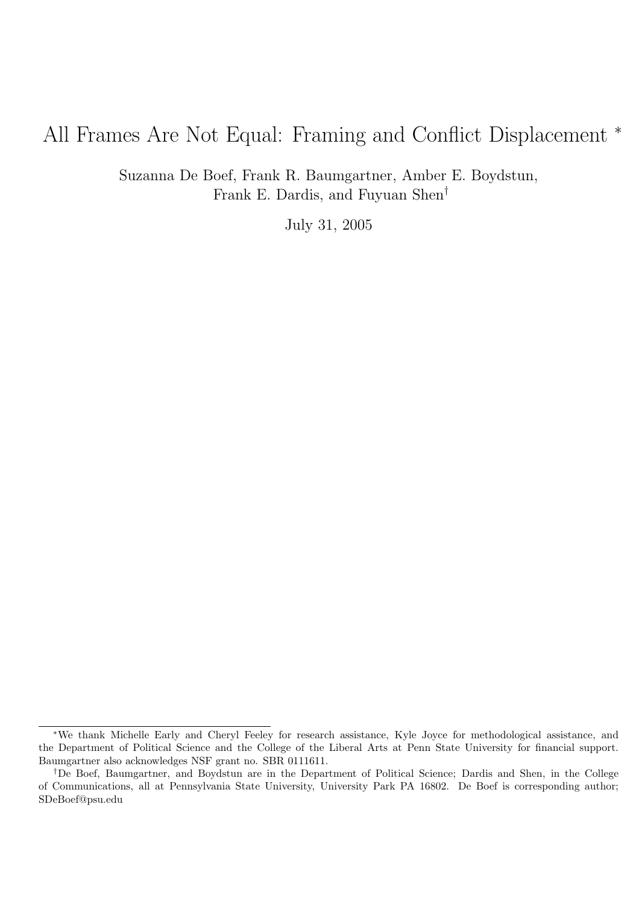# All Frames Are Not Equal: Framing and Conflict Displacement *

Suzanna De Boef, Frank R. Baumgartner, Amber E. Boydstun, Frank E. Dardis, and Fuyuan Shen†

July 31, 2005

---

*We thank Michelle Early and Cheryl Feeley for research assistance, Kyle Joyce for methodological assistance, and the Department of Political Science and the College of the Liberal Arts at Penn State University for financial support. Baumgartner also acknowledges NSF grant no. SBR 0111611.

†De Boef, Baumgartner, and Boydstun are in the Department of Political Science; Dardis and Shen, in the College of Communications, all at Pennsylvania State University, University Park PA 16802. De Boef is corresponding author; SDeBoef@psu.edu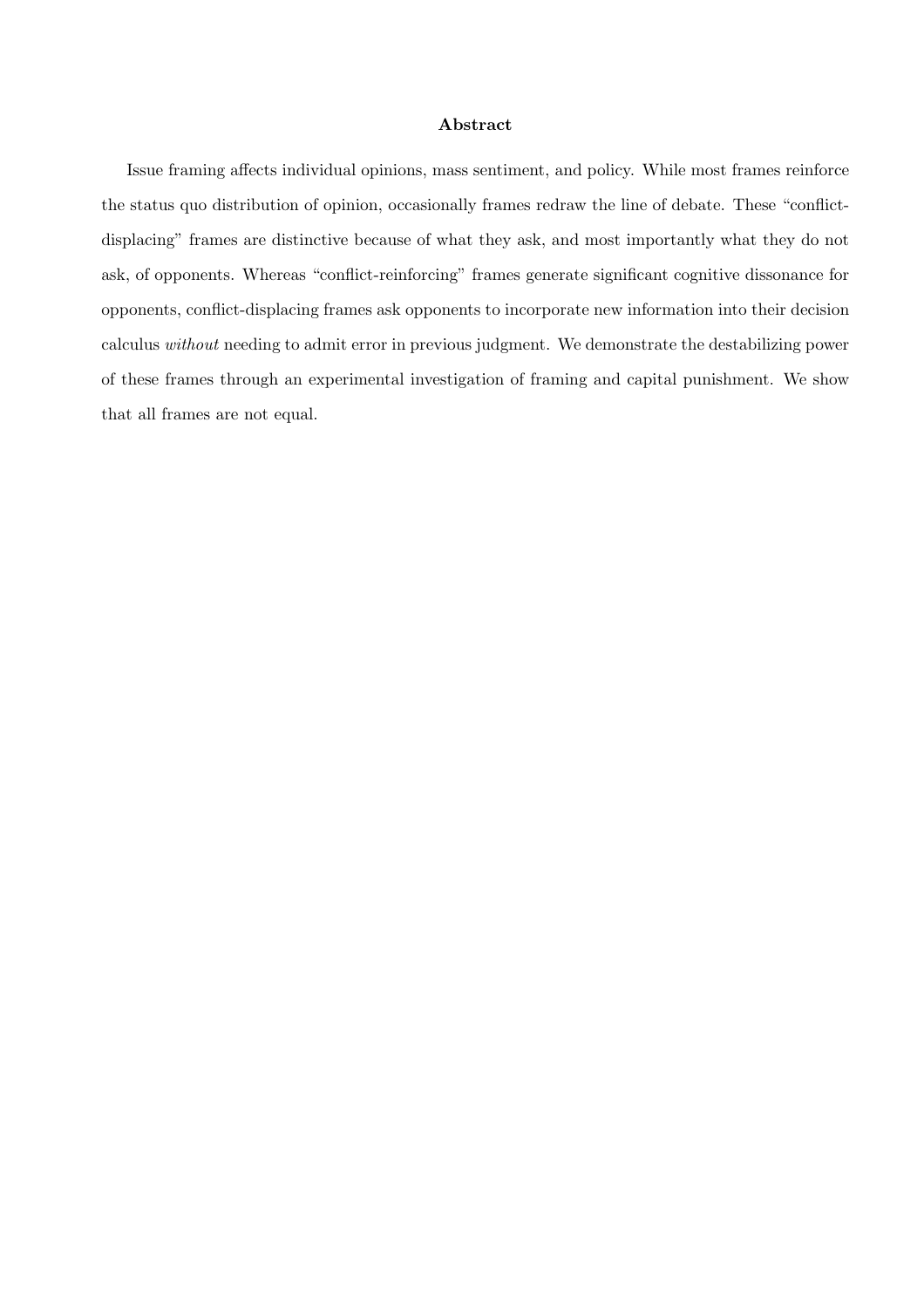## Abstract

Issue framing affects individual opinions, mass sentiment, and policy. While most frames reinforce the status quo distribution of opinion, occasionally frames redraw the line of debate. These "conflict-displacing" frames are distinctive because of what they ask, and most importantly what they do not ask, of opponents. Whereas "conflict-reinforcing" frames generate significant cognitive dissonance for opponents, conflict-displacing frames ask opponents to incorporate new information into their decision calculus *without* needing to admit error in previous judgment. We demonstrate the destabilizing power of these frames through an experimental investigation of framing and capital punishment. We show that all frames are not equal.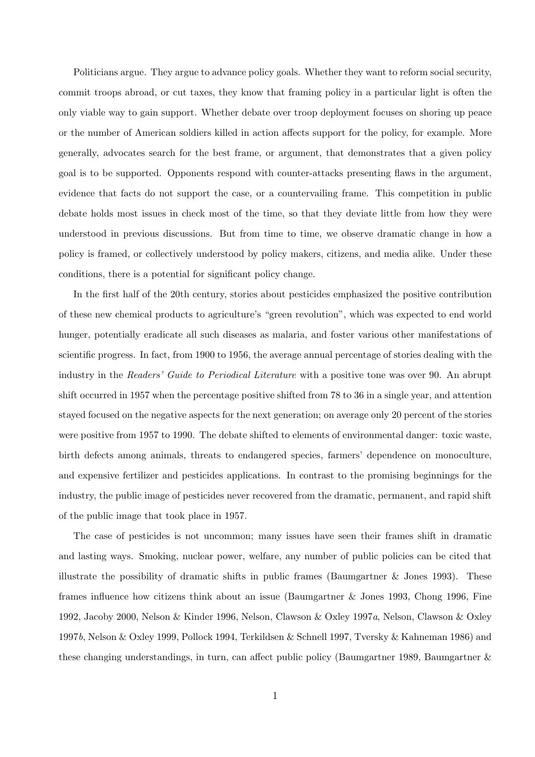Politicians argue. They argue to advance policy goals. Whether they want to reform social security, commit troops abroad, or cut taxes, they know that framing policy in a particular light is often the only viable way to gain support. Whether debate over troop deployment focuses on shoring up peace or the number of American soldiers killed in action affects support for the policy, for example. More generally, advocates search for the best frame, or argument, that demonstrates that a given policy goal is to be supported. Opponents respond with counter-attacks presenting flaws in the argument, evidence that facts do not support the case, or a countervailing frame. This competition in public debate holds most issues in check most of the time, so that they deviate little from how they were understood in previous discussions. But from time to time, we observe dramatic change in how a policy is framed, or collectively understood by policy makers, citizens, and media alike. Under these conditions, there is a potential for significant policy change.

In the first half of the 20th century, stories about pesticides emphasized the positive contribution of these new chemical products to agriculture's "green revolution", which was expected to end world hunger, potentially eradicate all such diseases as malaria, and foster various other manifestations of scientific progress. In fact, from 1900 to 1956, the average annual percentage of stories dealing with the industry in the *Readers' Guide to Periodical Literature* with a positive tone was over 90. An abrupt shift occurred in 1957 when the percentage positive shifted from 78 to 36 in a single year, and attention stayed focused on the negative aspects for the next generation; on average only 20 percent of the stories were positive from 1957 to 1990. The debate shifted to elements of environmental danger: toxic waste, birth defects among animals, threats to endangered species, farmers' dependence on monoculture, and expensive fertilizer and pesticides applications. In contrast to the promising beginnings for the industry, the public image of pesticides never recovered from the dramatic, permanent, and rapid shift of the public image that took place in 1957.

The case of pesticides is not uncommon; many issues have seen their frames shift in dramatic and lasting ways. Smoking, nuclear power, welfare, any number of public policies can be cited that illustrate the possibility of dramatic shifts in public frames (Baumgartner & Jones 1993). These frames influence how citizens think about an issue (Baumgartner & Jones 1993, Chong 1996, Fine 1992, Jacoby 2000, Nelson & Kinder 1996, Nelson, Clawson & Oxley 1997*a*, Nelson, Clawson & Oxley 1997*b*, Nelson & Oxley 1999, Pollock 1994, Terkildsen & Schnell 1997, Tversky & Kahneman 1986) and these changing understandings, in turn, can affect public policy (Baumgartner 1989, Baumgartner &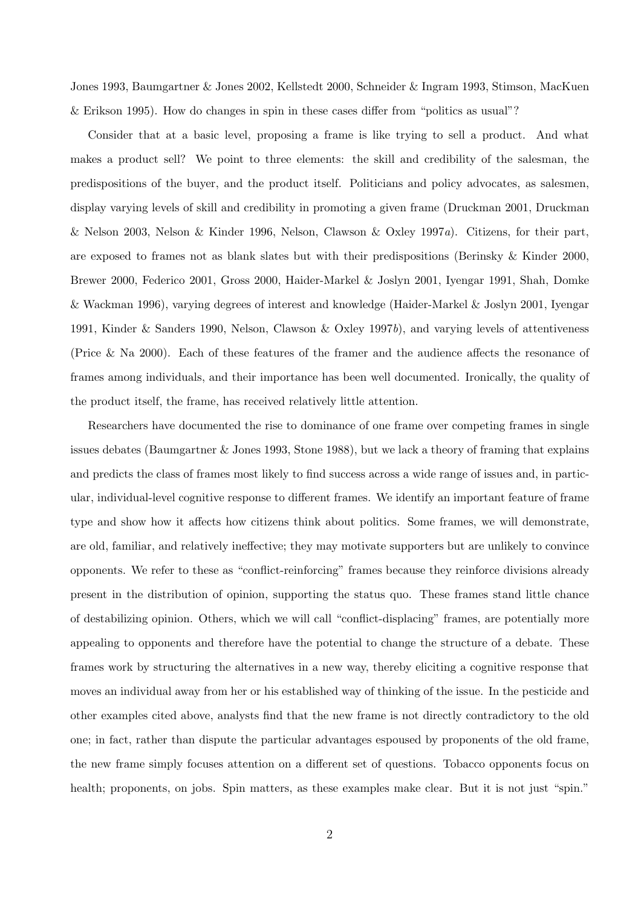Jones 1993, Baumgartner & Jones 2002, Kellstedt 2000, Schneider & Ingram 1993, Stimson, MacKuen & Erikson 1995). How do changes in spin in these cases differ from "politics as usual"?

Consider that at a basic level, proposing a frame is like trying to sell a product. And what makes a product sell? We point to three elements: the skill and credibility of the salesman, the predispositions of the buyer, and the product itself. Politicians and policy advocates, as salesmen, display varying levels of skill and credibility in promoting a given frame (Druckman 2001, Druckman & Nelson 2003, Nelson & Kinder 1996, Nelson, Clawson & Oxley 1997*a*). Citizens, for their part, are exposed to frames not as blank slates but with their predispositions (Berinsky & Kinder 2000, Brewer 2000, Federico 2001, Gross 2000, Haider-Markel & Joslyn 2001, Iyengar 1991, Shah, Domke & Wackman 1996), varying degrees of interest and knowledge (Haider-Markel & Joslyn 2001, Iyengar 1991, Kinder & Sanders 1990, Nelson, Clawson & Oxley 1997*b*), and varying levels of attentiveness (Price & Na 2000). Each of these features of the framer and the audience affects the resonance of frames among individuals, and their importance has been well documented. Ironically, the quality of the product itself, the frame, has received relatively little attention.

Researchers have documented the rise to dominance of one frame over competing frames in single issues debates (Baumgartner & Jones 1993, Stone 1988), but we lack a theory of framing that explains and predicts the class of frames most likely to find success across a wide range of issues and, in particular, individual-level cognitive response to different frames. We identify an important feature of frame type and show how it affects how citizens think about politics. Some frames, we will demonstrate, are old, familiar, and relatively ineffective; they may motivate supporters but are unlikely to convince opponents. We refer to these as "conflict-reinforcing" frames because they reinforce divisions already present in the distribution of opinion, supporting the status quo. These frames stand little chance of destabilizing opinion. Others, which we will call "conflict-displacing" frames, are potentially more appealing to opponents and therefore have the potential to change the structure of a debate. These frames work by structuring the alternatives in a new way, thereby eliciting a cognitive response that moves an individual away from her or his established way of thinking of the issue. In the pesticide and other examples cited above, analysts find that the new frame is not directly contradictory to the old one; in fact, rather than dispute the particular advantages espoused by proponents of the old frame, the new frame simply focuses attention on a different set of questions. Tobacco opponents focus on health; proponents, on jobs. Spin matters, as these examples make clear. But it is not just "spin."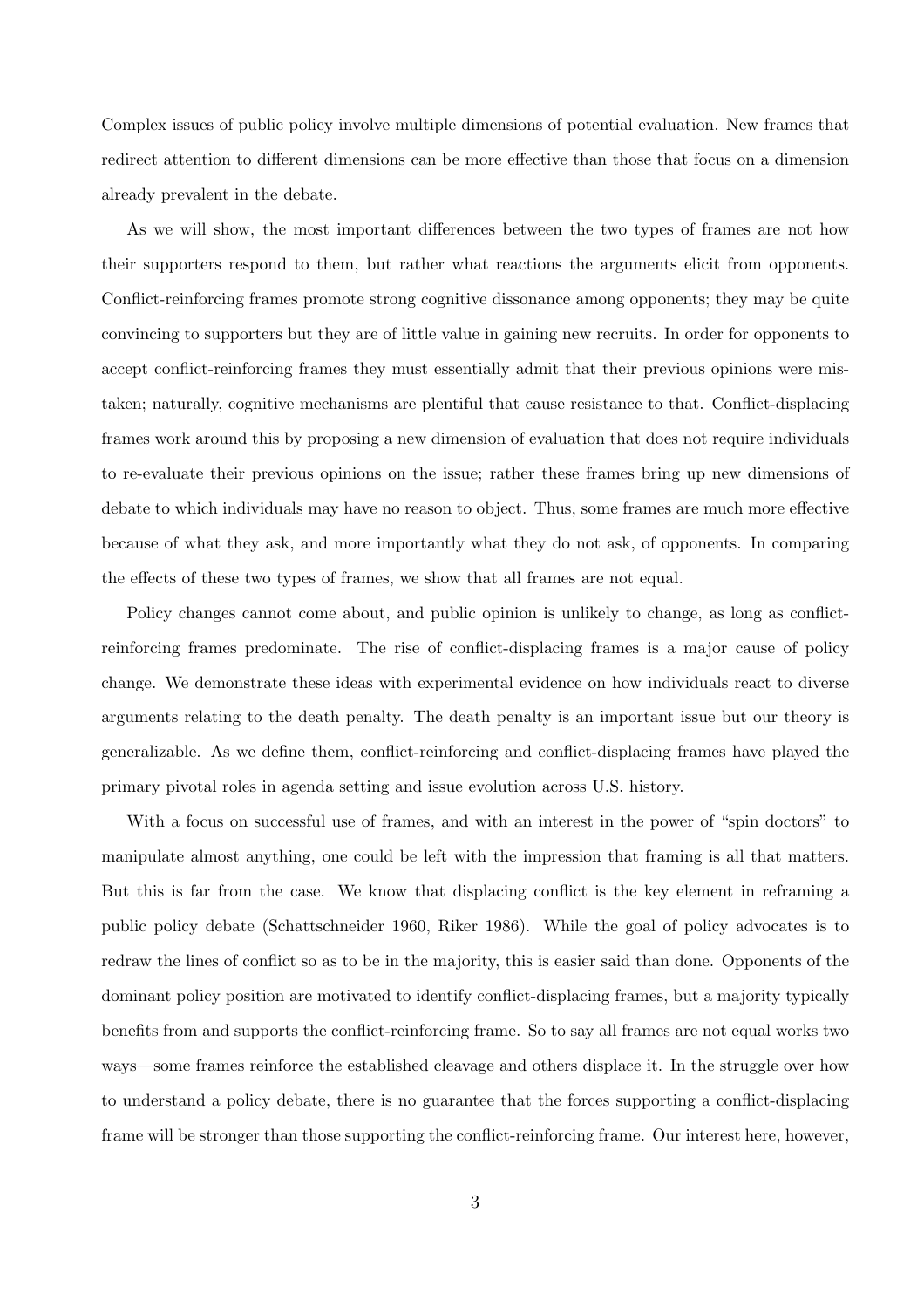Complex issues of public policy involve multiple dimensions of potential evaluation. New frames that redirect attention to different dimensions can be more effective than those that focus on a dimension already prevalent in the debate.

As we will show, the most important differences between the two types of frames are not how their supporters respond to them, but rather what reactions the arguments elicit from opponents. Conflict-reinforcing frames promote strong cognitive dissonance among opponents; they may be quite convincing to supporters but they are of little value in gaining new recruits. In order for opponents to accept conflict-reinforcing frames they must essentially admit that their previous opinions were mistaken; naturally, cognitive mechanisms are plentiful that cause resistance to that. Conflict-displacing frames work around this by proposing a new dimension of evaluation that does not require individuals to re-evaluate their previous opinions on the issue; rather these frames bring up new dimensions of debate to which individuals may have no reason to object. Thus, some frames are much more effective because of what they ask, and more importantly what they do not ask, of opponents. In comparing the effects of these two types of frames, we show that all frames are not equal.

Policy changes cannot come about, and public opinion is unlikely to change, as long as conflict-reinforcing frames predominate. The rise of conflict-displacing frames is a major cause of policy change. We demonstrate these ideas with experimental evidence on how individuals react to diverse arguments relating to the death penalty. The death penalty is an important issue but our theory is generalizable. As we define them, conflict-reinforcing and conflict-displacing frames have played the primary pivotal roles in agenda setting and issue evolution across U.S. history.

With a focus on successful use of frames, and with an interest in the power of "spin doctors" to manipulate almost anything, one could be left with the impression that framing is all that matters. But this is far from the case. We know that displacing conflict is the key element in reframing a public policy debate (Schattschneider 1960, Riker 1986). While the goal of policy advocates is to redraw the lines of conflict so as to be in the majority, this is easier said than done. Opponents of the dominant policy position are motivated to identify conflict-displacing frames, but a majority typically benefits from and supports the conflict-reinforcing frame. So to say all frames are not equal works two ways—some frames reinforce the established cleavage and others displace it. In the struggle over how to understand a policy debate, there is no guarantee that the forces supporting a conflict-displacing frame will be stronger than those supporting the conflict-reinforcing frame. Our interest here, however,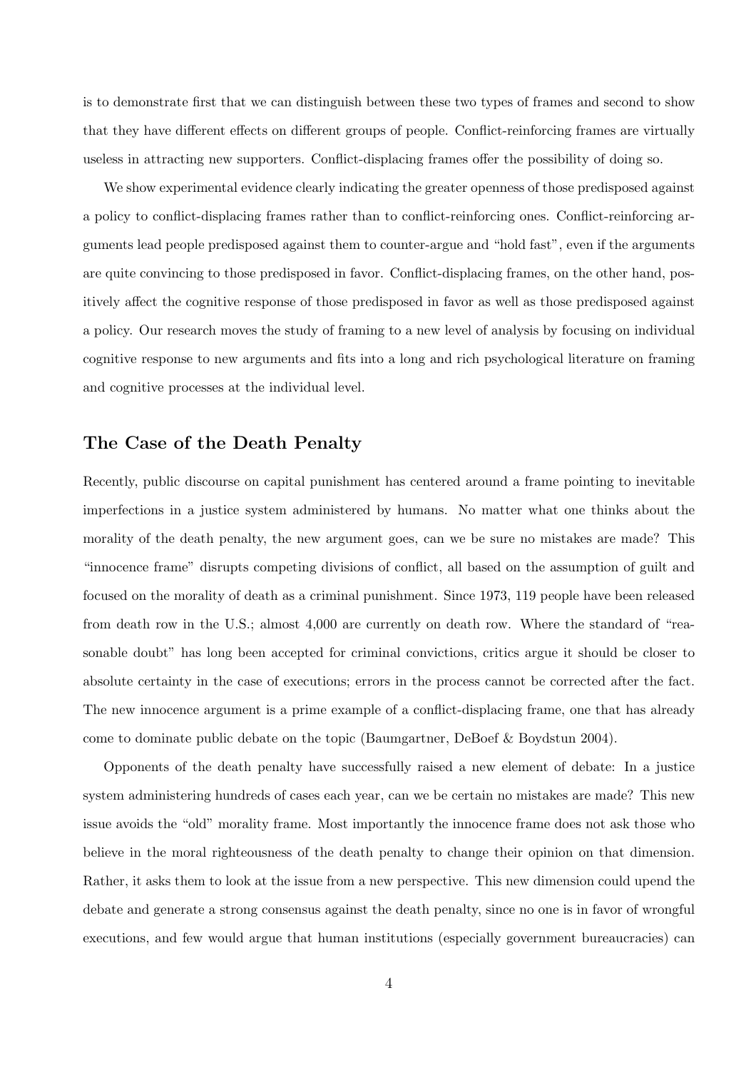is to demonstrate first that we can distinguish between these two types of frames and second to show that they have different effects on different groups of people. Conflict-reinforcing frames are virtually useless in attracting new supporters. Conflict-displacing frames offer the possibility of doing so.

We show experimental evidence clearly indicating the greater openness of those predisposed against a policy to conflict-displacing frames rather than to conflict-reinforcing ones. Conflict-reinforcing arguments lead people predisposed against them to counter-argue and "hold fast", even if the arguments are quite convincing to those predisposed in favor. Conflict-displacing frames, on the other hand, positively affect the cognitive response of those predisposed in favor as well as those predisposed against a policy. Our research moves the study of framing to a new level of analysis by focusing on individual cognitive response to new arguments and fits into a long and rich psychological literature on framing and cognitive processes at the individual level.

## The Case of the Death Penalty

Recently, public discourse on capital punishment has centered around a frame pointing to inevitable imperfections in a justice system administered by humans. No matter what one thinks about the morality of the death penalty, the new argument goes, can we be sure no mistakes are made? This "innocence frame" disrupts competing divisions of conflict, all based on the assumption of guilt and focused on the morality of death as a criminal punishment. Since 1973, 119 people have been released from death row in the U.S.; almost 4,000 are currently on death row. Where the standard of "reasonable doubt" has long been accepted for criminal convictions, critics argue it should be closer to absolute certainty in the case of executions; errors in the process cannot be corrected after the fact. The new innocence argument is a prime example of a conflict-displacing frame, one that has already come to dominate public debate on the topic (Baumgartner, DeBoef & Boydstun 2004).

Opponents of the death penalty have successfully raised a new element of debate: In a justice system administering hundreds of cases each year, can we be certain no mistakes are made? This new issue avoids the "old" morality frame. Most importantly the innocence frame does not ask those who believe in the moral righteousness of the death penalty to change their opinion on that dimension. Rather, it asks them to look at the issue from a new perspective. This new dimension could upend the debate and generate a strong consensus against the death penalty, since no one is in favor of wrongful executions, and few would argue that human institutions (especially government bureaucracies) can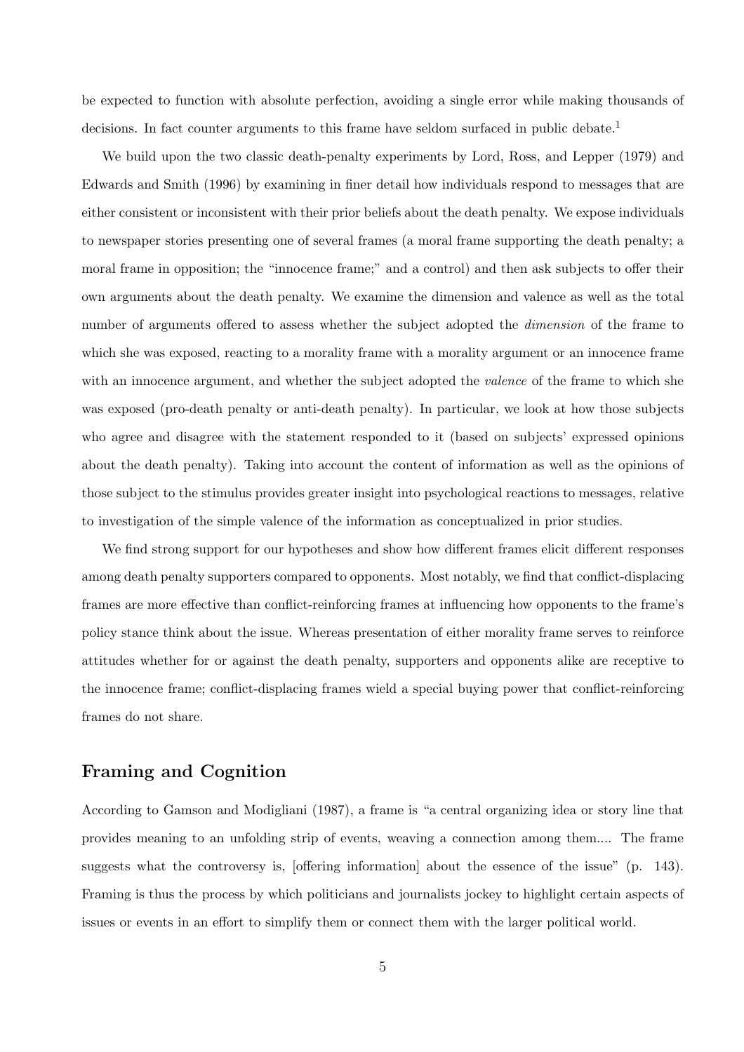be expected to function with absolute perfection, avoiding a single error while making thousands of decisions. In fact counter arguments to this frame have seldom surfaced in public debate.[1]

We build upon the two classic death-penalty experiments by Lord, Ross, and Lepper (1979) and Edwards and Smith (1996) by examining in finer detail how individuals respond to messages that are either consistent or inconsistent with their prior beliefs about the death penalty. We expose individuals to newspaper stories presenting one of several frames (a moral frame supporting the death penalty; a moral frame in opposition; the "innocence frame;" and a control) and then ask subjects to offer their own arguments about the death penalty. We examine the dimension and valence as well as the total number of arguments offered to assess whether the subject adopted the *dimension* of the frame to which she was exposed, reacting to a morality frame with a morality argument or an innocence frame with an innocence argument, and whether the subject adopted the *valence* of the frame to which she was exposed (pro-death penalty or anti-death penalty). In particular, we look at how those subjects who agree and disagree with the statement responded to it (based on subjects' expressed opinions about the death penalty). Taking into account the content of information as well as the opinions of those subject to the stimulus provides greater insight into psychological reactions to messages, relative to investigation of the simple valence of the information as conceptualized in prior studies.

We find strong support for our hypotheses and show how different frames elicit different responses among death penalty supporters compared to opponents. Most notably, we find that conflict-displacing frames are more effective than conflict-reinforcing frames at influencing how opponents to the frame's policy stance think about the issue. Whereas presentation of either morality frame serves to reinforce attitudes whether for or against the death penalty, supporters and opponents alike are receptive to the innocence frame; conflict-displacing frames wield a special buying power that conflict-reinforcing frames do not share.

## Framing and Cognition

According to Gamson and Modigliani (1987), a frame is "a central organizing idea or story line that provides meaning to an unfolding strip of events, weaving a connection among them.... The frame suggests what the controversy is, [offering information] about the essence of the issue" (p. 143). Framing is thus the process by which politicians and journalists jockey to highlight certain aspects of issues or events in an effort to simplify them or connect them with the larger political world.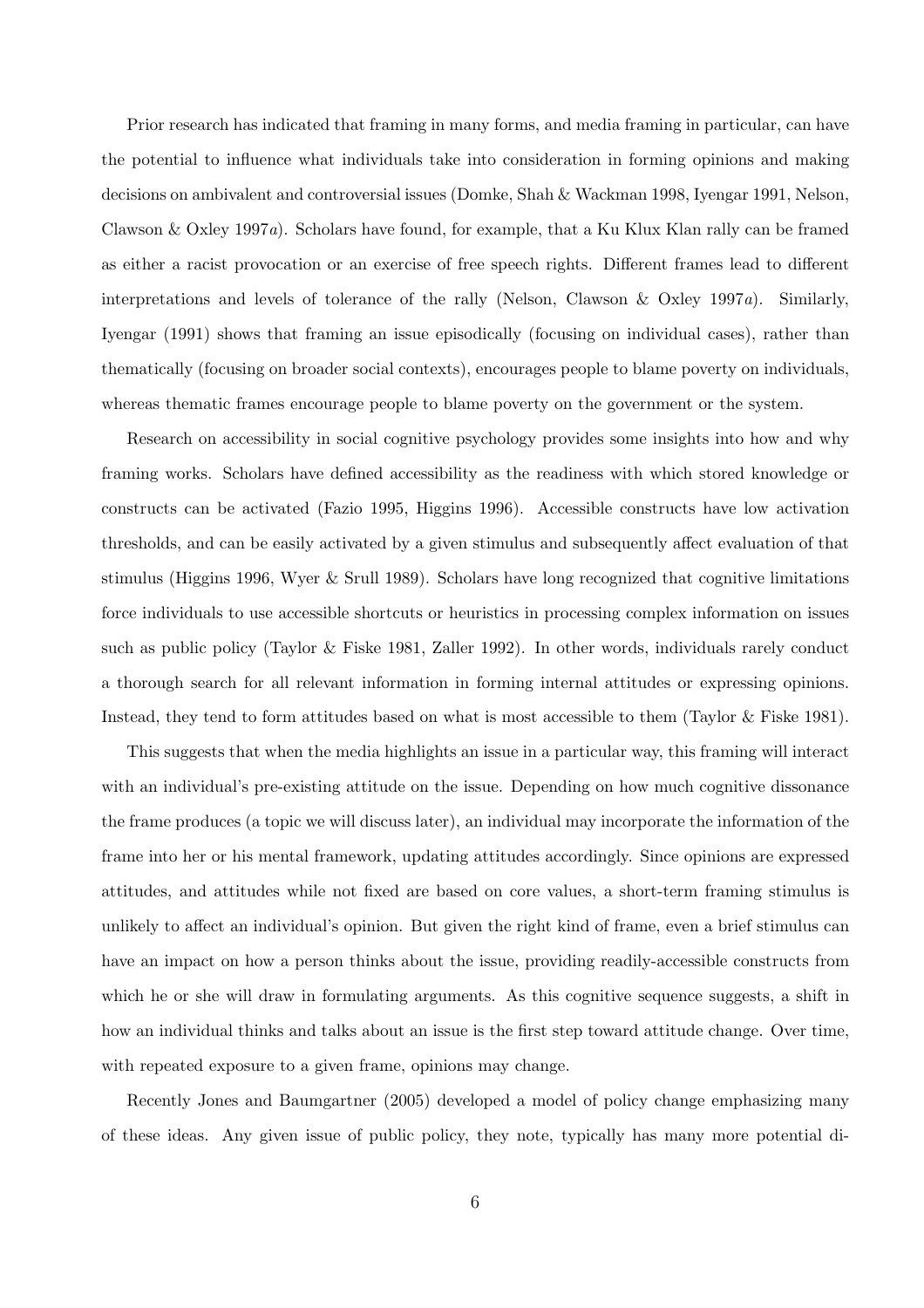Prior research has indicated that framing in many forms, and media framing in particular, can have the potential to influence what individuals take into consideration in forming opinions and making decisions on ambivalent and controversial issues (Domke, Shah & Wackman 1998, Iyengar 1991, Nelson, Clawson & Oxley 1997*a*). Scholars have found, for example, that a Ku Klux Klan rally can be framed as either a racist provocation or an exercise of free speech rights. Different frames lead to different interpretations and levels of tolerance of the rally (Nelson, Clawson & Oxley 1997*a*). Similarly, Iyengar (1991) shows that framing an issue episodically (focusing on individual cases), rather than thematically (focusing on broader social contexts), encourages people to blame poverty on individuals, whereas thematic frames encourage people to blame poverty on the government or the system.

Research on accessibility in social cognitive psychology provides some insights into how and why framing works. Scholars have defined accessibility as the readiness with which stored knowledge or constructs can be activated (Fazio 1995, Higgins 1996). Accessible constructs have low activation thresholds, and can be easily activated by a given stimulus and subsequently affect evaluation of that stimulus (Higgins 1996, Wyer & Srull 1989). Scholars have long recognized that cognitive limitations force individuals to use accessible shortcuts or heuristics in processing complex information on issues such as public policy (Taylor & Fiske 1981, Zaller 1992). In other words, individuals rarely conduct a thorough search for all relevant information in forming internal attitudes or expressing opinions. Instead, they tend to form attitudes based on what is most accessible to them (Taylor & Fiske 1981).

This suggests that when the media highlights an issue in a particular way, this framing will interact with an individual's pre-existing attitude on the issue. Depending on how much cognitive dissonance the frame produces (a topic we will discuss later), an individual may incorporate the information of the frame into her or his mental framework, updating attitudes accordingly. Since opinions are expressed attitudes, and attitudes while not fixed are based on core values, a short-term framing stimulus is unlikely to affect an individual's opinion. But given the right kind of frame, even a brief stimulus can have an impact on how a person thinks about the issue, providing readily-accessible constructs from which he or she will draw in formulating arguments. As this cognitive sequence suggests, a shift in how an individual thinks and talks about an issue is the first step toward attitude change. Over time, with repeated exposure to a given frame, opinions may change.

Recently Jones and Baumgartner (2005) developed a model of policy change emphasizing many of these ideas. Any given issue of public policy, they note, typically has many more potential di-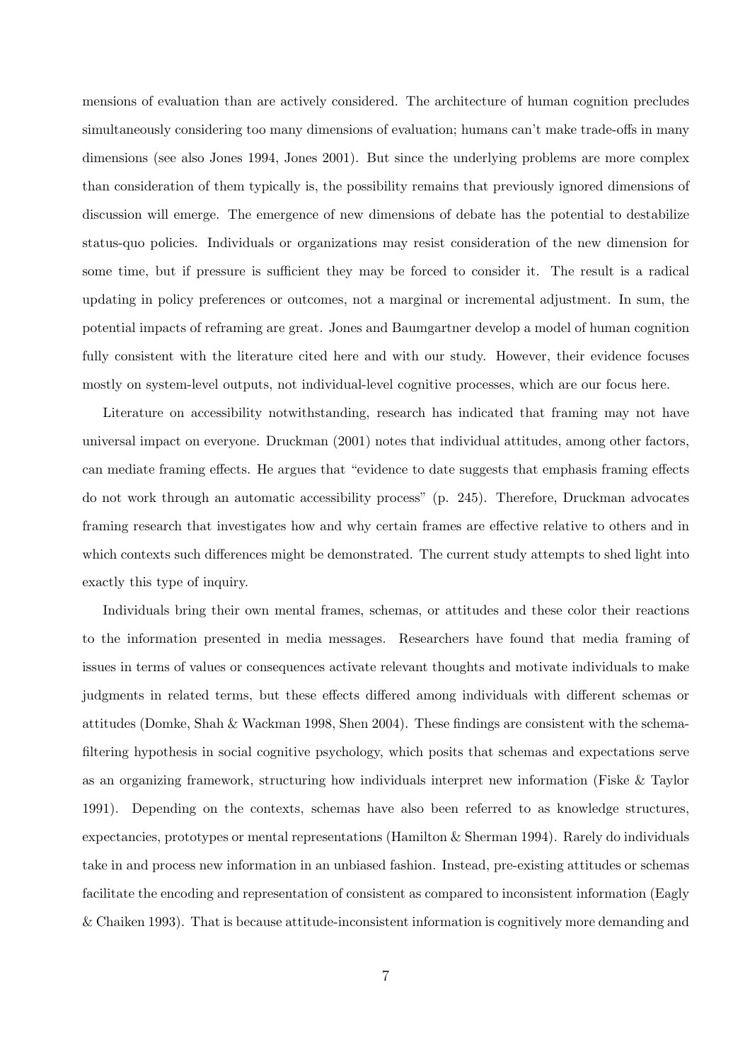mensions of evaluation than are actively considered. The architecture of human cognition precludes simultaneously considering too many dimensions of evaluation; humans can't make trade-offs in many dimensions (see also Jones 1994, Jones 2001). But since the underlying problems are more complex than consideration of them typically is, the possibility remains that previously ignored dimensions of discussion will emerge. The emergence of new dimensions of debate has the potential to destabilize status-quo policies. Individuals or organizations may resist consideration of the new dimension for some time, but if pressure is sufficient they may be forced to consider it. The result is a radical updating in policy preferences or outcomes, not a marginal or incremental adjustment. In sum, the potential impacts of reframing are great. Jones and Baumgartner develop a model of human cognition fully consistent with the literature cited here and with our study. However, their evidence focuses mostly on system-level outputs, not individual-level cognitive processes, which are our focus here.

Literature on accessibility notwithstanding, research has indicated that framing may not have universal impact on everyone. Druckman (2001) notes that individual attitudes, among other factors, can mediate framing effects. He argues that "evidence to date suggests that emphasis framing effects do not work through an automatic accessibility process" (p. 245). Therefore, Druckman advocates framing research that investigates how and why certain frames are effective relative to others and in which contexts such differences might be demonstrated. The current study attempts to shed light into exactly this type of inquiry.

Individuals bring their own mental frames, schemas, or attitudes and these color their reactions to the information presented in media messages. Researchers have found that media framing of issues in terms of values or consequences activate relevant thoughts and motivate individuals to make judgments in related terms, but these effects differed among individuals with different schemas or attitudes (Domke, Shah & Wackman 1998, Shen 2004). These findings are consistent with the schema-filtering hypothesis in social cognitive psychology, which posits that schemas and expectations serve as an organizing framework, structuring how individuals interpret new information (Fiske & Taylor 1991). Depending on the contexts, schemas have also been referred to as knowledge structures, expectancies, prototypes or mental representations (Hamilton & Sherman 1994). Rarely do individuals take in and process new information in an unbiased fashion. Instead, pre-existing attitudes or schemas facilitate the encoding and representation of consistent as compared to inconsistent information (Eagly & Chaiken 1993). That is because attitude-inconsistent information is cognitively more demanding and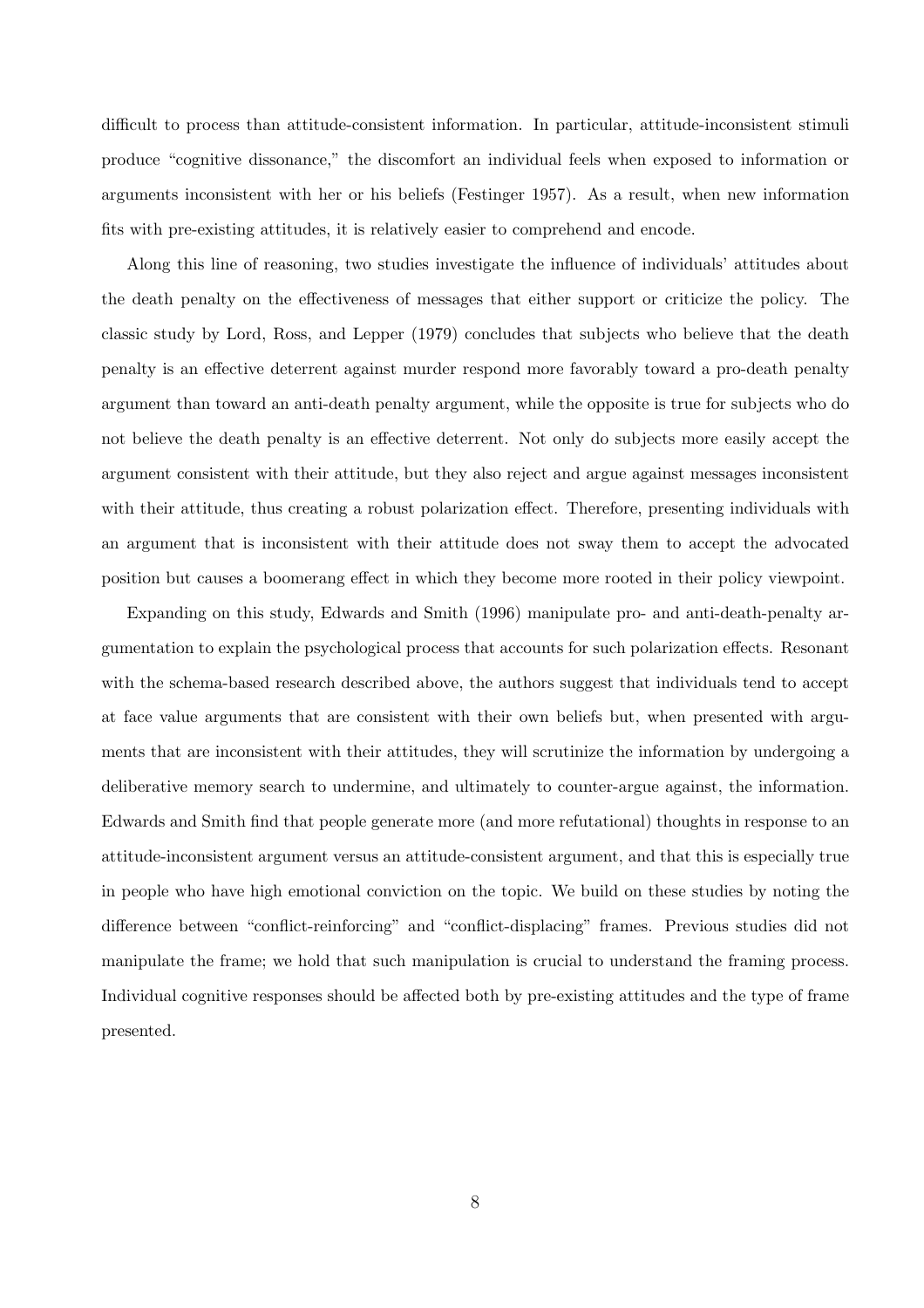difficult to process than attitude-consistent information. In particular, attitude-inconsistent stimuli produce "cognitive dissonance," the discomfort an individual feels when exposed to information or arguments inconsistent with her or his beliefs (Festinger 1957). As a result, when new information fits with pre-existing attitudes, it is relatively easier to comprehend and encode.

Along this line of reasoning, two studies investigate the influence of individuals' attitudes about the death penalty on the effectiveness of messages that either support or criticize the policy. The classic study by Lord, Ross, and Lepper (1979) concludes that subjects who believe that the death penalty is an effective deterrent against murder respond more favorably toward a pro-death penalty argument than toward an anti-death penalty argument, while the opposite is true for subjects who do not believe the death penalty is an effective deterrent. Not only do subjects more easily accept the argument consistent with their attitude, but they also reject and argue against messages inconsistent with their attitude, thus creating a robust polarization effect. Therefore, presenting individuals with an argument that is inconsistent with their attitude does not sway them to accept the advocated position but causes a boomerang effect in which they become more rooted in their policy viewpoint.

Expanding on this study, Edwards and Smith (1996) manipulate pro- and anti-death-penalty argumentation to explain the psychological process that accounts for such polarization effects. Resonant with the schema-based research described above, the authors suggest that individuals tend to accept at face value arguments that are consistent with their own beliefs but, when presented with arguments that are inconsistent with their attitudes, they will scrutinize the information by undergoing a deliberative memory search to undermine, and ultimately to counter-argue against, the information. Edwards and Smith find that people generate more (and more refutational) thoughts in response to an attitude-inconsistent argument versus an attitude-consistent argument, and that this is especially true in people who have high emotional conviction on the topic. We build on these studies by noting the difference between "conflict-reinforcing" and "conflict-displacing" frames. Previous studies did not manipulate the frame; we hold that such manipulation is crucial to understand the framing process. Individual cognitive responses should be affected both by pre-existing attitudes and the type of frame presented.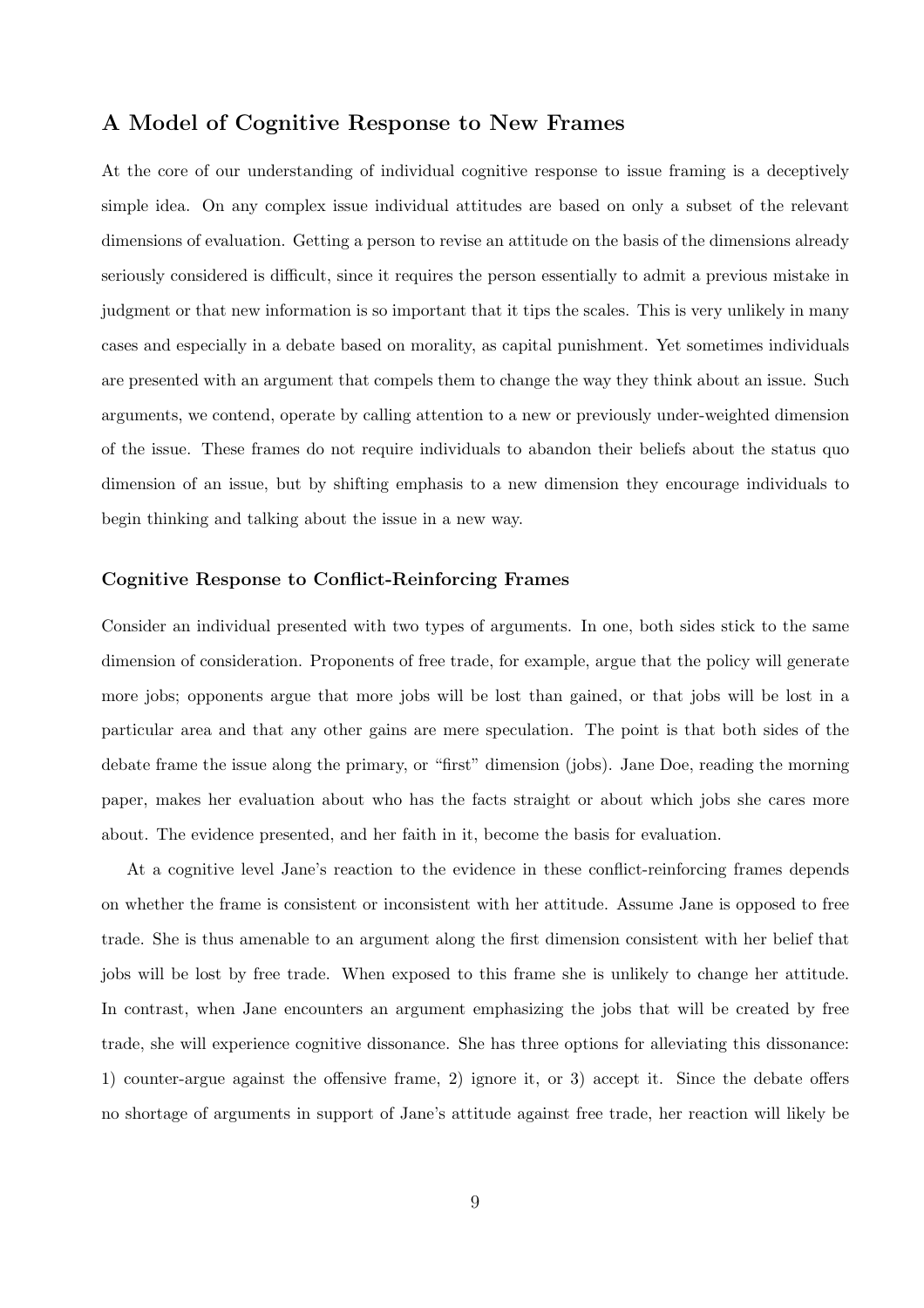## A Model of Cognitive Response to New Frames

At the core of our understanding of individual cognitive response to issue framing is a deceptively simple idea. On any complex issue individual attitudes are based on only a subset of the relevant dimensions of evaluation. Getting a person to revise an attitude on the basis of the dimensions already seriously considered is difficult, since it requires the person essentially to admit a previous mistake in judgment or that new information is so important that it tips the scales. This is very unlikely in many cases and especially in a debate based on morality, as capital punishment. Yet sometimes individuals are presented with an argument that compels them to change the way they think about an issue. Such arguments, we contend, operate by calling attention to a new or previously under-weighted dimension of the issue. These frames do not require individuals to abandon their beliefs about the status quo dimension of an issue, but by shifting emphasis to a new dimension they encourage individuals to begin thinking and talking about the issue in a new way.

### Cognitive Response to Conflict-Reinforcing Frames

Consider an individual presented with two types of arguments. In one, both sides stick to the same dimension of consideration. Proponents of free trade, for example, argue that the policy will generate more jobs; opponents argue that more jobs will be lost than gained, or that jobs will be lost in a particular area and that any other gains are mere speculation. The point is that both sides of the debate frame the issue along the primary, or "first" dimension (jobs). Jane Doe, reading the morning paper, makes her evaluation about who has the facts straight or about which jobs she cares more about. The evidence presented, and her faith in it, become the basis for evaluation.

At a cognitive level Jane's reaction to the evidence in these conflict-reinforcing frames depends on whether the frame is consistent or inconsistent with her attitude. Assume Jane is opposed to free trade. She is thus amenable to an argument along the first dimension consistent with her belief that jobs will be lost by free trade. When exposed to this frame she is unlikely to change her attitude. In contrast, when Jane encounters an argument emphasizing the jobs that will be created by free trade, she will experience cognitive dissonance. She has three options for alleviating this dissonance: 1) counter-argue against the offensive frame, 2) ignore it, or 3) accept it. Since the debate offers no shortage of arguments in support of Jane's attitude against free trade, her reaction will likely be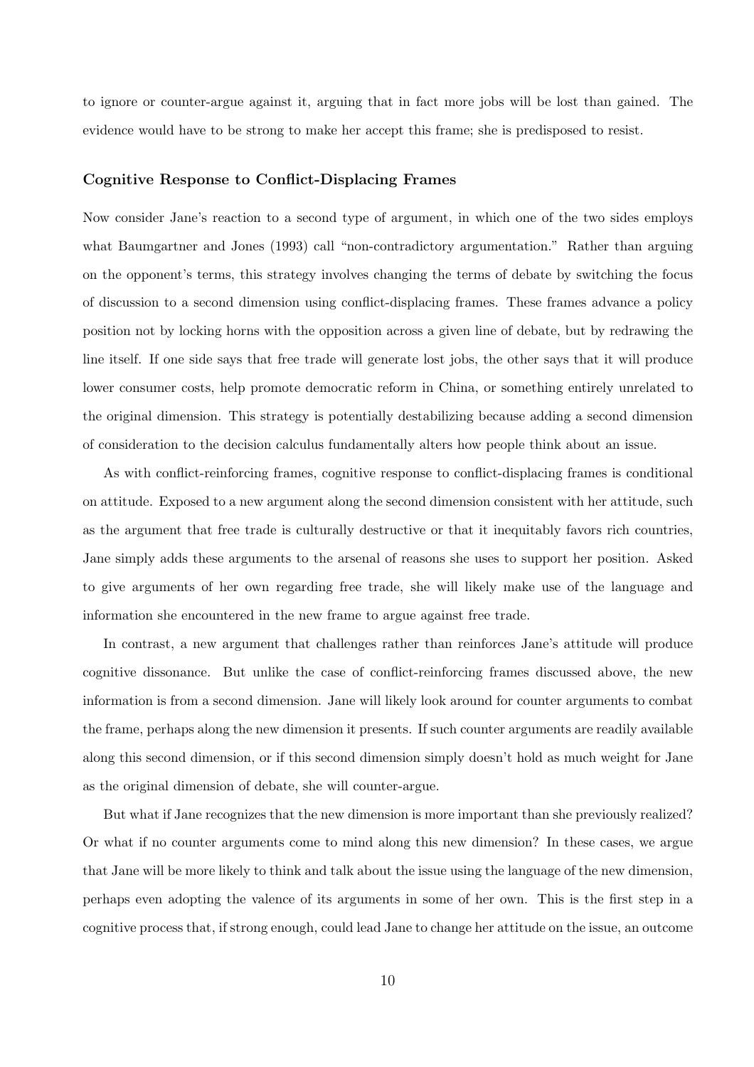to ignore or counter-argue against it, arguing that in fact more jobs will be lost than gained. The evidence would have to be strong to make her accept this frame; she is predisposed to resist.

### Cognitive Response to Conflict-Displacing Frames

Now consider Jane's reaction to a second type of argument, in which one of the two sides employs what Baumgartner and Jones (1993) call "non-contradictory argumentation." Rather than arguing on the opponent's terms, this strategy involves changing the terms of debate by switching the focus of discussion to a second dimension using conflict-displacing frames. These frames advance a policy position not by locking horns with the opposition across a given line of debate, but by redrawing the line itself. If one side says that free trade will generate lost jobs, the other says that it will produce lower consumer costs, help promote democratic reform in China, or something entirely unrelated to the original dimension. This strategy is potentially destabilizing because adding a second dimension of consideration to the decision calculus fundamentally alters how people think about an issue.

As with conflict-reinforcing frames, cognitive response to conflict-displacing frames is conditional on attitude. Exposed to a new argument along the second dimension consistent with her attitude, such as the argument that free trade is culturally destructive or that it inequitably favors rich countries, Jane simply adds these arguments to the arsenal of reasons she uses to support her position. Asked to give arguments of her own regarding free trade, she will likely make use of the language and information she encountered in the new frame to argue against free trade.

In contrast, a new argument that challenges rather than reinforces Jane's attitude will produce cognitive dissonance. But unlike the case of conflict-reinforcing frames discussed above, the new information is from a second dimension. Jane will likely look around for counter arguments to combat the frame, perhaps along the new dimension it presents. If such counter arguments are readily available along this second dimension, or if this second dimension simply doesn't hold as much weight for Jane as the original dimension of debate, she will counter-argue.

But what if Jane recognizes that the new dimension is more important than she previously realized? Or what if no counter arguments come to mind along this new dimension? In these cases, we argue that Jane will be more likely to think and talk about the issue using the language of the new dimension, perhaps even adopting the valence of its arguments in some of her own. This is the first step in a cognitive process that, if strong enough, could lead Jane to change her attitude on the issue, an outcome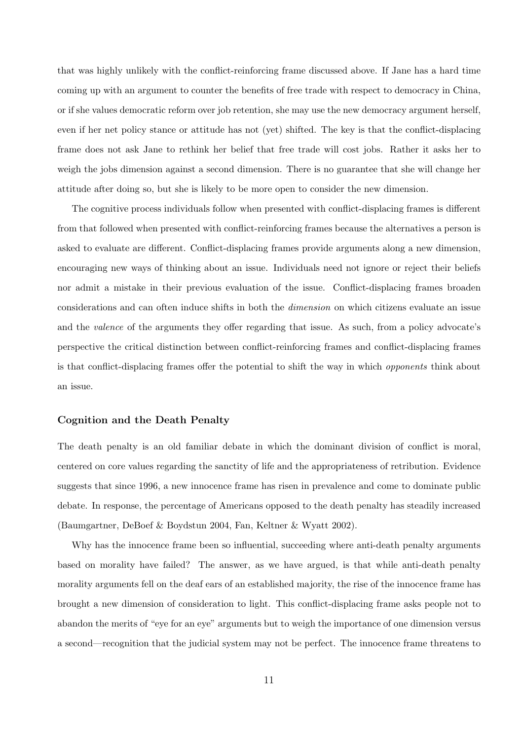that was highly unlikely with the conflict-reinforcing frame discussed above. If Jane has a hard time coming up with an argument to counter the benefits of free trade with respect to democracy in China, or if she values democratic reform over job retention, she may use the new democracy argument herself, even if her net policy stance or attitude has not (yet) shifted. The key is that the conflict-displacing frame does not ask Jane to rethink her belief that free trade will cost jobs. Rather it asks her to weigh the jobs dimension against a second dimension. There is no guarantee that she will change her attitude after doing so, but she is likely to be more open to consider the new dimension.

The cognitive process individuals follow when presented with conflict-displacing frames is different from that followed when presented with conflict-reinforcing frames because the alternatives a person is asked to evaluate are different. Conflict-displacing frames provide arguments along a new dimension, encouraging new ways of thinking about an issue. Individuals need not ignore or reject their beliefs nor admit a mistake in their previous evaluation of the issue. Conflict-displacing frames broaden considerations and can often induce shifts in both the *dimension* on which citizens evaluate an issue and the *valence* of the arguments they offer regarding that issue. As such, from a policy advocate's perspective the critical distinction between conflict-reinforcing frames and conflict-displacing frames is that conflict-displacing frames offer the potential to shift the way in which *opponents* think about an issue.

### Cognition and the Death Penalty

The death penalty is an old familiar debate in which the dominant division of conflict is moral, centered on core values regarding the sanctity of life and the appropriateness of retribution. Evidence suggests that since 1996, a new innocence frame has risen in prevalence and come to dominate public debate. In response, the percentage of Americans opposed to the death penalty has steadily increased (Baumgartner, DeBoef & Boydstun 2004, Fan, Keltner & Wyatt 2002).

Why has the innocence frame been so influential, succeeding where anti-death penalty arguments based on morality have failed? The answer, as we have argued, is that while anti-death penalty morality arguments fell on the deaf ears of an established majority, the rise of the innocence frame has brought a new dimension of consideration to light. This conflict-displacing frame asks people not to abandon the merits of "eye for an eye" arguments but to weigh the importance of one dimension versus a second—recognition that the judicial system may not be perfect. The innocence frame threatens to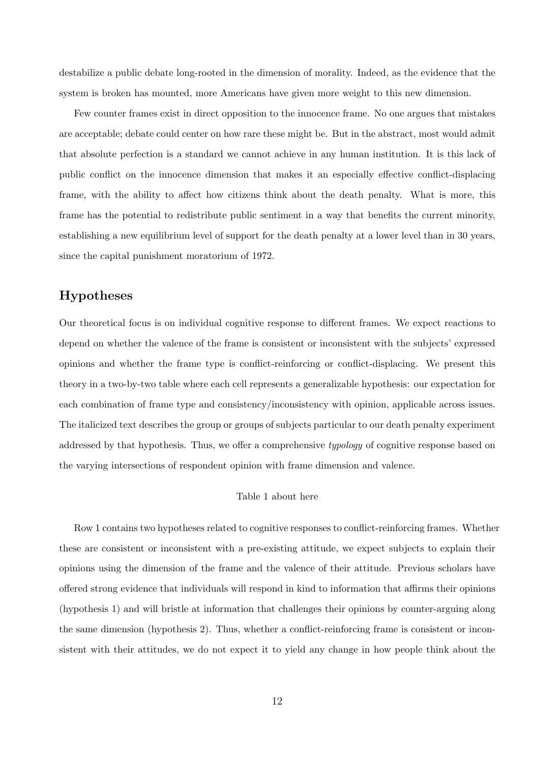destabilize a public debate long-rooted in the dimension of morality. Indeed, as the evidence that the system is broken has mounted, more Americans have given more weight to this new dimension.

Few counter frames exist in direct opposition to the innocence frame. No one argues that mistakes are acceptable; debate could center on how rare these might be. But in the abstract, most would admit that absolute perfection is a standard we cannot achieve in any human institution. It is this lack of public conflict on the innocence dimension that makes it an especially effective conflict-displacing frame, with the ability to affect how citizens think about the death penalty. What is more, this frame has the potential to redistribute public sentiment in a way that benefits the current minority, establishing a new equilibrium level of support for the death penalty at a lower level than in 30 years, since the capital punishment moratorium of 1972.

## Hypotheses

Our theoretical focus is on individual cognitive response to different frames. We expect reactions to depend on whether the valence of the frame is consistent or inconsistent with the subjects' expressed opinions and whether the frame type is conflict-reinforcing or conflict-displacing. We present this theory in a two-by-two table where each cell represents a generalizable hypothesis: our expectation for each combination of frame type and consistency/inconsistency with opinion, applicable across issues. The italicized text describes the group or groups of subjects particular to our death penalty experiment addressed by that hypothesis. Thus, we offer a comprehensive *typology* of cognitive response based on the varying intersections of respondent opinion with frame dimension and valence.

Table 1 about here

Row 1 contains two hypotheses related to cognitive responses to conflict-reinforcing frames. Whether these are consistent or inconsistent with a pre-existing attitude, we expect subjects to explain their opinions using the dimension of the frame and the valence of their attitude. Previous scholars have offered strong evidence that individuals will respond in kind to information that affirms their opinions (hypothesis 1) and will bristle at information that challenges their opinions by counter-arguing along the same dimension (hypothesis 2). Thus, whether a conflict-reinforcing frame is consistent or inconsistent with their attitudes, we do not expect it to yield any change in how people think about the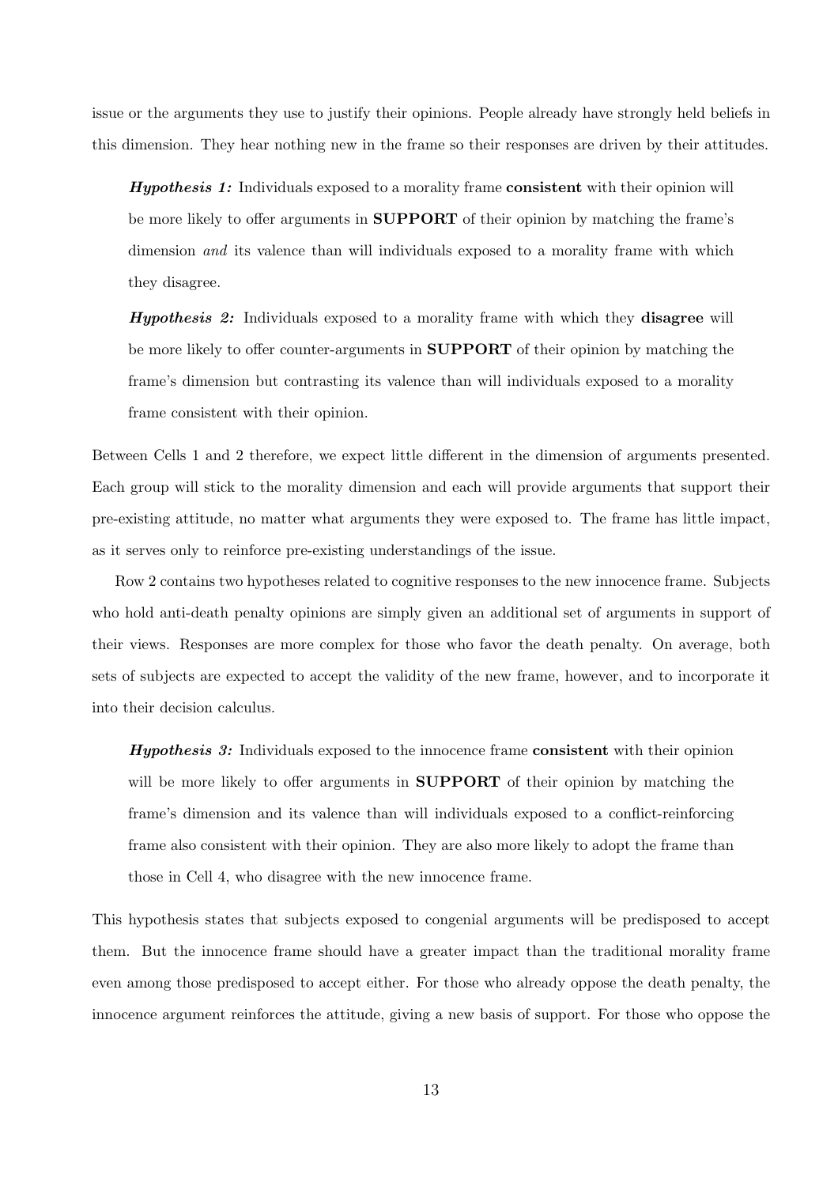issue or the arguments they use to justify their opinions. People already have strongly held beliefs in this dimension. They hear nothing new in the frame so their responses are driven by their attitudes.

> ***Hypothesis 1:*** Individuals exposed to a morality frame **consistent** with their opinion will be more likely to offer arguments in **SUPPORT** of their opinion by matching the frame's dimension *and* its valence than will individuals exposed to a morality frame with which they disagree.

> ***Hypothesis 2:*** Individuals exposed to a morality frame with which they **disagree** will be more likely to offer counter-arguments in **SUPPORT** of their opinion by matching the frame's dimension but contrasting its valence than will individuals exposed to a morality frame consistent with their opinion.

Between Cells 1 and 2 therefore, we expect little different in the dimension of arguments presented. Each group will stick to the morality dimension and each will provide arguments that support their pre-existing attitude, no matter what arguments they were exposed to. The frame has little impact, as it serves only to reinforce pre-existing understandings of the issue.

Row 2 contains two hypotheses related to cognitive responses to the new innocence frame. Subjects who hold anti-death penalty opinions are simply given an additional set of arguments in support of their views. Responses are more complex for those who favor the death penalty. On average, both sets of subjects are expected to accept the validity of the new frame, however, and to incorporate it into their decision calculus.

> ***Hypothesis 3:*** Individuals exposed to the innocence frame **consistent** with their opinion will be more likely to offer arguments in **SUPPORT** of their opinion by matching the frame's dimension and its valence than will individuals exposed to a conflict-reinforcing frame also consistent with their opinion. They are also more likely to adopt the frame than those in Cell 4, who disagree with the new innocence frame.

This hypothesis states that subjects exposed to congenial arguments will be predisposed to accept them. But the innocence frame should have a greater impact than the traditional morality frame even among those predisposed to accept either. For those who already oppose the death penalty, the innocence argument reinforces the attitude, giving a new basis of support. For those who oppose the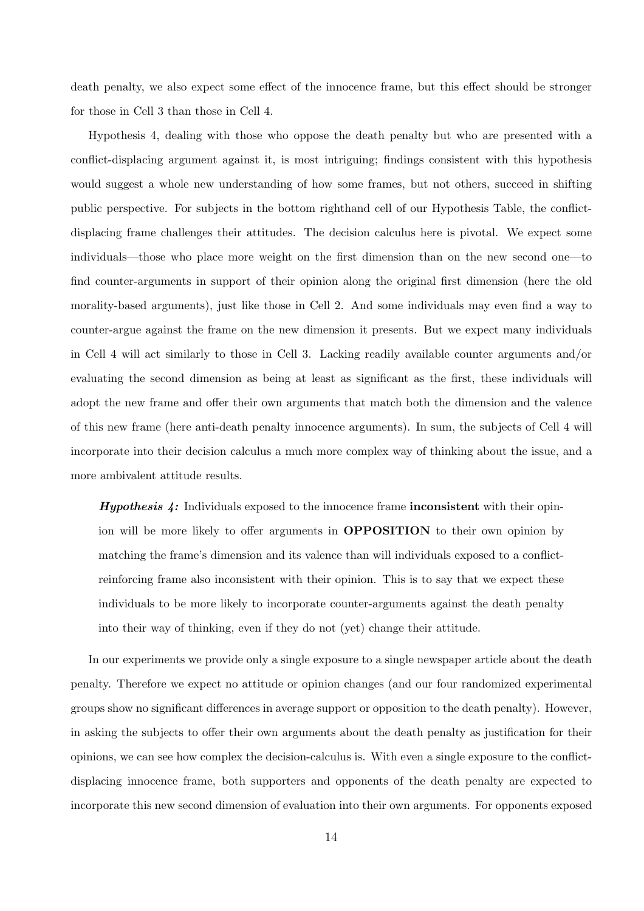death penalty, we also expect some effect of the innocence frame, but this effect should be stronger for those in Cell 3 than those in Cell 4.

Hypothesis 4, dealing with those who oppose the death penalty but who are presented with a conflict-displacing argument against it, is most intriguing; findings consistent with this hypothesis would suggest a whole new understanding of how some frames, but not others, succeed in shifting public perspective. For subjects in the bottom righthand cell of our Hypothesis Table, the conflict-displacing frame challenges their attitudes. The decision calculus here is pivotal. We expect some individuals—those who place more weight on the first dimension than on the new second one—to find counter-arguments in support of their opinion along the original first dimension (here the old morality-based arguments), just like those in Cell 2. And some individuals may even find a way to counter-argue against the frame on the new dimension it presents. But we expect many individuals in Cell 4 will act similarly to those in Cell 3. Lacking readily available counter arguments and/or evaluating the second dimension as being at least as significant as the first, these individuals will adopt the new frame and offer their own arguments that match both the dimension and the valence of this new frame (here anti-death penalty innocence arguments). In sum, the subjects of Cell 4 will incorporate into their decision calculus a much more complex way of thinking about the issue, and a more ambivalent attitude results.

> ***Hypothesis 4:*** Individuals exposed to the innocence frame **inconsistent** with their opinion will be more likely to offer arguments in **OPPOSITION** to their own opinion by matching the frame's dimension and its valence than will individuals exposed to a conflict-reinforcing frame also inconsistent with their opinion. This is to say that we expect these individuals to be more likely to incorporate counter-arguments against the death penalty into their way of thinking, even if they do not (yet) change their attitude.

In our experiments we provide only a single exposure to a single newspaper article about the death penalty. Therefore we expect no attitude or opinion changes (and our four randomized experimental groups show no significant differences in average support or opposition to the death penalty). However, in asking the subjects to offer their own arguments about the death penalty as justification for their opinions, we can see how complex the decision-calculus is. With even a single exposure to the conflict-displacing innocence frame, both supporters and opponents of the death penalty are expected to incorporate this new second dimension of evaluation into their own arguments. For opponents exposed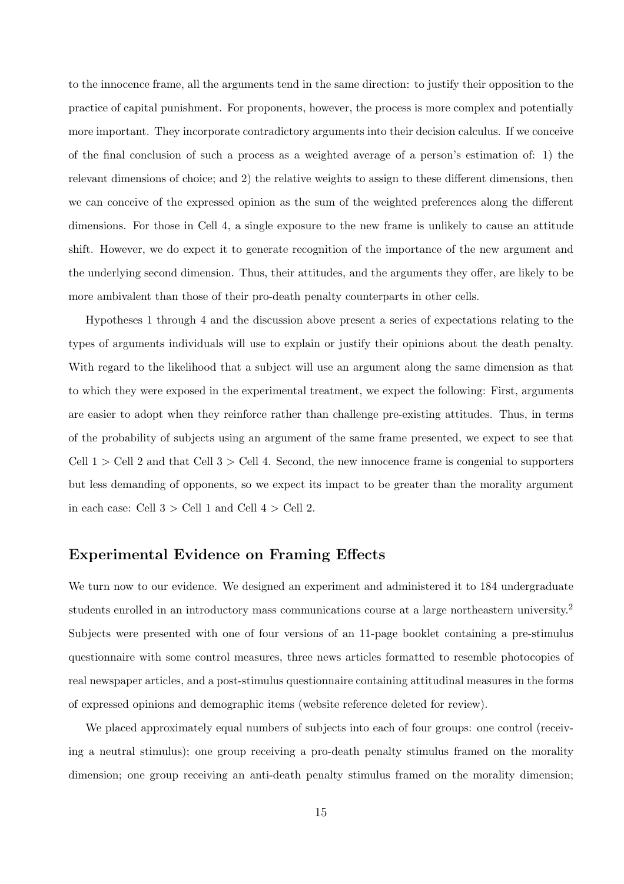to the innocence frame, all the arguments tend in the same direction: to justify their opposition to the practice of capital punishment. For proponents, however, the process is more complex and potentially more important. They incorporate contradictory arguments into their decision calculus. If we conceive of the final conclusion of such a process as a weighted average of a person's estimation of: 1) the relevant dimensions of choice; and 2) the relative weights to assign to these different dimensions, then we can conceive of the expressed opinion as the sum of the weighted preferences along the different dimensions. For those in Cell 4, a single exposure to the new frame is unlikely to cause an attitude shift. However, we do expect it to generate recognition of the importance of the new argument and the underlying second dimension. Thus, their attitudes, and the arguments they offer, are likely to be more ambivalent than those of their pro-death penalty counterparts in other cells.

Hypotheses 1 through 4 and the discussion above present a series of expectations relating to the types of arguments individuals will use to explain or justify their opinions about the death penalty. With regard to the likelihood that a subject will use an argument along the same dimension as that to which they were exposed in the experimental treatment, we expect the following: First, arguments are easier to adopt when they reinforce rather than challenge pre-existing attitudes. Thus, in terms of the probability of subjects using an argument of the same frame presented, we expect to see that Cell 1 > Cell 2 and that Cell 3 > Cell 4. Second, the new innocence frame is congenial to supporters but less demanding of opponents, so we expect its impact to be greater than the morality argument in each case: Cell 3 > Cell 1 and Cell 4 > Cell 2.

## Experimental Evidence on Framing Effects

We turn now to our evidence. We designed an experiment and administered it to 184 undergraduate students enrolled in an introductory mass communications course at a large northeastern university.[2] Subjects were presented with one of four versions of an 11-page booklet containing a pre-stimulus questionnaire with some control measures, three news articles formatted to resemble photocopies of real newspaper articles, and a post-stimulus questionnaire containing attitudinal measures in the forms of expressed opinions and demographic items (website reference deleted for review).

We placed approximately equal numbers of subjects into each of four groups: one control (receiving a neutral stimulus); one group receiving a pro-death penalty stimulus framed on the morality dimension; one group receiving an anti-death penalty stimulus framed on the morality dimension;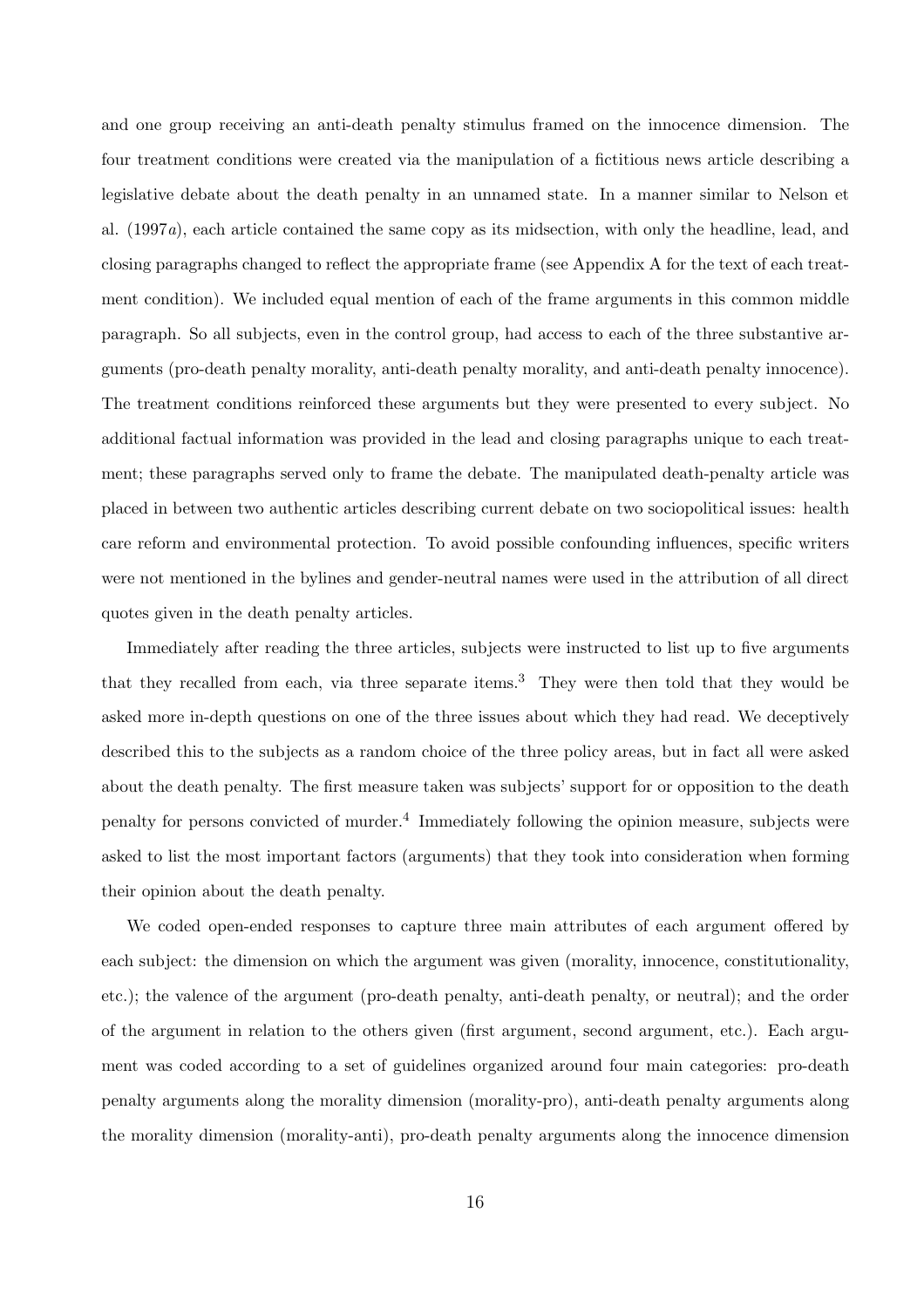and one group receiving an anti-death penalty stimulus framed on the innocence dimension. The four treatment conditions were created via the manipulation of a fictitious news article describing a legislative debate about the death penalty in an unnamed state. In a manner similar to Nelson et al. (1997*a*), each article contained the same copy as its midsection, with only the headline, lead, and closing paragraphs changed to reflect the appropriate frame (see Appendix A for the text of each treatment condition). We included equal mention of each of the frame arguments in this common middle paragraph. So all subjects, even in the control group, had access to each of the three substantive arguments (pro-death penalty morality, anti-death penalty morality, and anti-death penalty innocence). The treatment conditions reinforced these arguments but they were presented to every subject. No additional factual information was provided in the lead and closing paragraphs unique to each treatment; these paragraphs served only to frame the debate. The manipulated death-penalty article was placed in between two authentic articles describing current debate on two sociopolitical issues: health care reform and environmental protection. To avoid possible confounding influences, specific writers were not mentioned in the bylines and gender-neutral names were used in the attribution of all direct quotes given in the death penalty articles.

Immediately after reading the three articles, subjects were instructed to list up to five arguments that they recalled from each, via three separate items.[3] They were then told that they would be asked more in-depth questions on one of the three issues about which they had read. We deceptively described this to the subjects as a random choice of the three policy areas, but in fact all were asked about the death penalty. The first measure taken was subjects' support for or opposition to the death penalty for persons convicted of murder.[4] Immediately following the opinion measure, subjects were asked to list the most important factors (arguments) that they took into consideration when forming their opinion about the death penalty.

We coded open-ended responses to capture three main attributes of each argument offered by each subject: the dimension on which the argument was given (morality, innocence, constitutionality, etc.); the valence of the argument (pro-death penalty, anti-death penalty, or neutral); and the order of the argument in relation to the others given (first argument, second argument, etc.). Each argument was coded according to a set of guidelines organized around four main categories: pro-death penalty arguments along the morality dimension (morality-pro), anti-death penalty arguments along the morality dimension (morality-anti), pro-death penalty arguments along the innocence dimension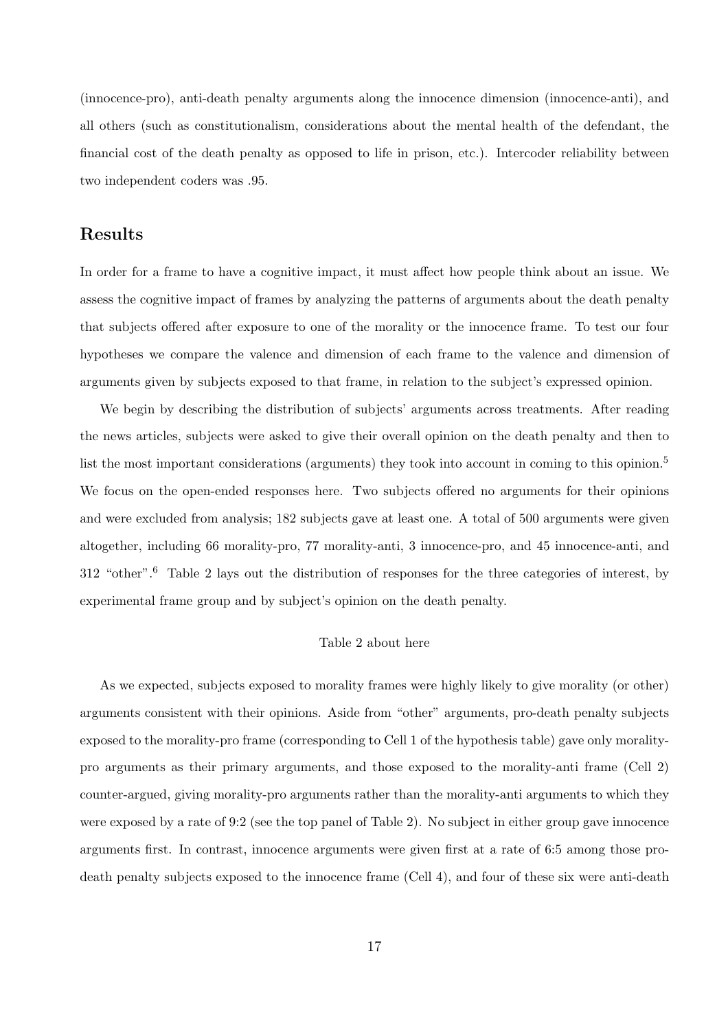(innocence-pro), anti-death penalty arguments along the innocence dimension (innocence-anti), and all others (such as constitutionalism, considerations about the mental health of the defendant, the financial cost of the death penalty as opposed to life in prison, etc.). Intercoder reliability between two independent coders was .95.

## Results

In order for a frame to have a cognitive impact, it must affect how people think about an issue. We assess the cognitive impact of frames by analyzing the patterns of arguments about the death penalty that subjects offered after exposure to one of the morality or the innocence frame. To test our four hypotheses we compare the valence and dimension of each frame to the valence and dimension of arguments given by subjects exposed to that frame, in relation to the subject's expressed opinion.

We begin by describing the distribution of subjects' arguments across treatments. After reading the news articles, subjects were asked to give their overall opinion on the death penalty and then to list the most important considerations (arguments) they took into account in coming to this opinion.[5] We focus on the open-ended responses here. Two subjects offered no arguments for their opinions and were excluded from analysis; 182 subjects gave at least one. A total of 500 arguments were given altogether, including 66 morality-pro, 77 morality-anti, 3 innocence-pro, and 45 innocence-anti, and 312 "other".[6] Table 2 lays out the distribution of responses for the three categories of interest, by experimental frame group and by subject's opinion on the death penalty.

Table 2 about here

As we expected, subjects exposed to morality frames were highly likely to give morality (or other) arguments consistent with their opinions. Aside from "other" arguments, pro-death penalty subjects exposed to the morality-pro frame (corresponding to Cell 1 of the hypothesis table) gave only morality-pro arguments as their primary arguments, and those exposed to the morality-anti frame (Cell 2) counter-argued, giving morality-pro arguments rather than the morality-anti arguments to which they were exposed by a rate of 9:2 (see the top panel of Table 2). No subject in either group gave innocence arguments first. In contrast, innocence arguments were given first at a rate of 6:5 among those pro-death penalty subjects exposed to the innocence frame (Cell 4), and four of these six were anti-death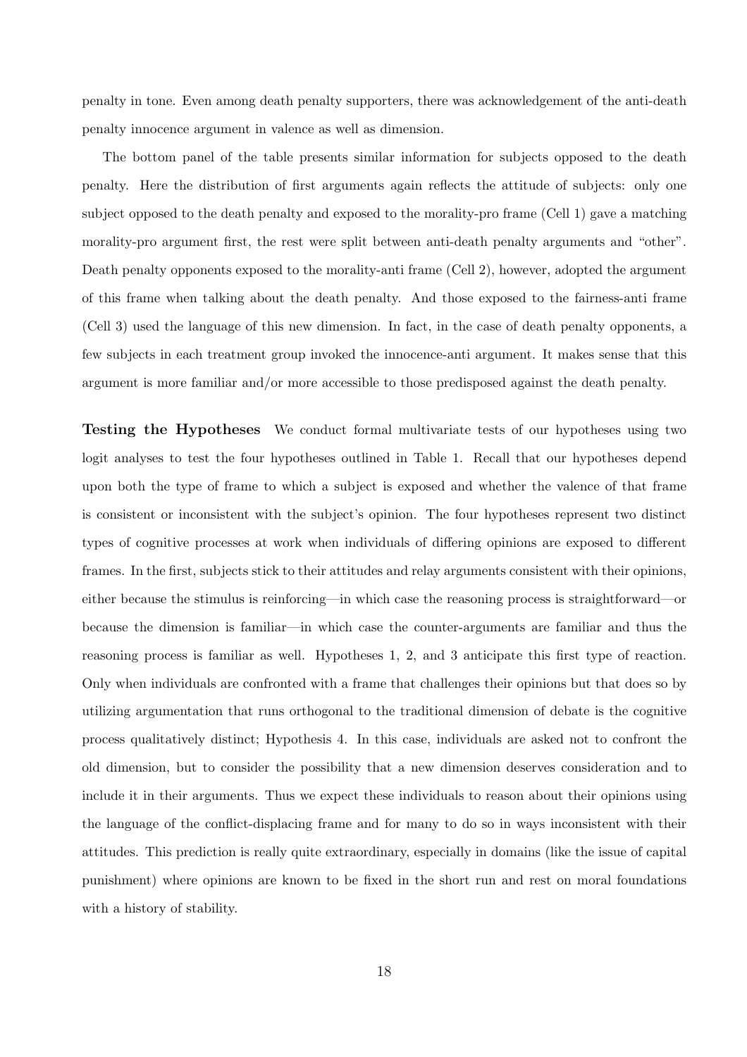penalty in tone. Even among death penalty supporters, there was acknowledgement of the anti-death penalty innocence argument in valence as well as dimension.

The bottom panel of the table presents similar information for subjects opposed to the death penalty. Here the distribution of first arguments again reflects the attitude of subjects: only one subject opposed to the death penalty and exposed to the morality-pro frame (Cell 1) gave a matching morality-pro argument first, the rest were split between anti-death penalty arguments and "other". Death penalty opponents exposed to the morality-anti frame (Cell 2), however, adopted the argument of this frame when talking about the death penalty. And those exposed to the fairness-anti frame (Cell 3) used the language of this new dimension. In fact, in the case of death penalty opponents, a few subjects in each treatment group invoked the innocence-anti argument. It makes sense that this argument is more familiar and/or more accessible to those predisposed against the death penalty.

**Testing the Hypotheses** We conduct formal multivariate tests of our hypotheses using two logit analyses to test the four hypotheses outlined in Table 1. Recall that our hypotheses depend upon both the type of frame to which a subject is exposed and whether the valence of that frame is consistent or inconsistent with the subject's opinion. The four hypotheses represent two distinct types of cognitive processes at work when individuals of differing opinions are exposed to different frames. In the first, subjects stick to their attitudes and relay arguments consistent with their opinions, either because the stimulus is reinforcing—in which case the reasoning process is straightforward—or because the dimension is familiar—in which case the counter-arguments are familiar and thus the reasoning process is familiar as well. Hypotheses 1, 2, and 3 anticipate this first type of reaction. Only when individuals are confronted with a frame that challenges their opinions but that does so by utilizing argumentation that runs orthogonal to the traditional dimension of debate is the cognitive process qualitatively distinct; Hypothesis 4. In this case, individuals are asked not to confront the old dimension, but to consider the possibility that a new dimension deserves consideration and to include it in their arguments. Thus we expect these individuals to reason about their opinions using the language of the conflict-displacing frame and for many to do so in ways inconsistent with their attitudes. This prediction is really quite extraordinary, especially in domains (like the issue of capital punishment) where opinions are known to be fixed in the short run and rest on moral foundations with a history of stability.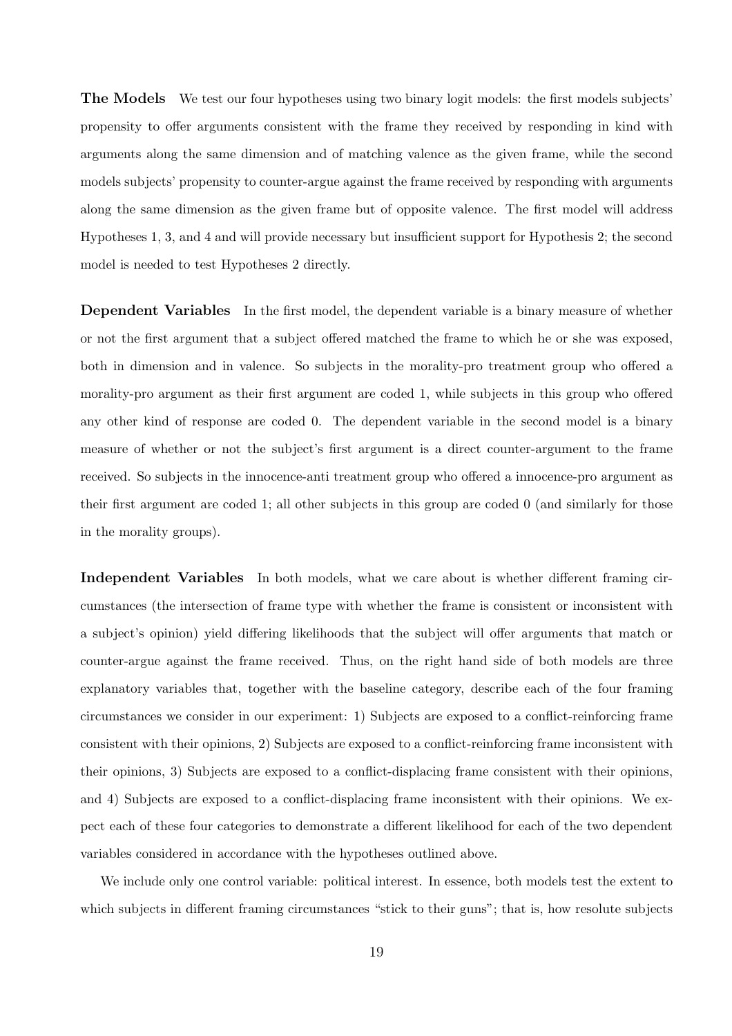**The Models** We test our four hypotheses using two binary logit models: the first models subjects' propensity to offer arguments consistent with the frame they received by responding in kind with arguments along the same dimension and of matching valence as the given frame, while the second models subjects' propensity to counter-argue against the frame received by responding with arguments along the same dimension as the given frame but of opposite valence. The first model will address Hypotheses 1, 3, and 4 and will provide necessary but insufficient support for Hypothesis 2; the second model is needed to test Hypotheses 2 directly.

**Dependent Variables** In the first model, the dependent variable is a binary measure of whether or not the first argument that a subject offered matched the frame to which he or she was exposed, both in dimension and in valence. So subjects in the morality-pro treatment group who offered a morality-pro argument as their first argument are coded 1, while subjects in this group who offered any other kind of response are coded 0. The dependent variable in the second model is a binary measure of whether or not the subject's first argument is a direct counter-argument to the frame received. So subjects in the innocence-anti treatment group who offered a innocence-pro argument as their first argument are coded 1; all other subjects in this group are coded 0 (and similarly for those in the morality groups).

**Independent Variables** In both models, what we care about is whether different framing circumstances (the intersection of frame type with whether the frame is consistent or inconsistent with a subject's opinion) yield differing likelihoods that the subject will offer arguments that match or counter-argue against the frame received. Thus, on the right hand side of both models are three explanatory variables that, together with the baseline category, describe each of the four framing circumstances we consider in our experiment: 1) Subjects are exposed to a conflict-reinforcing frame consistent with their opinions, 2) Subjects are exposed to a conflict-reinforcing frame inconsistent with their opinions, 3) Subjects are exposed to a conflict-displacing frame consistent with their opinions, and 4) Subjects are exposed to a conflict-displacing frame inconsistent with their opinions. We expect each of these four categories to demonstrate a different likelihood for each of the two dependent variables considered in accordance with the hypotheses outlined above.

We include only one control variable: political interest. In essence, both models test the extent to which subjects in different framing circumstances "stick to their guns"; that is, how resolute subjects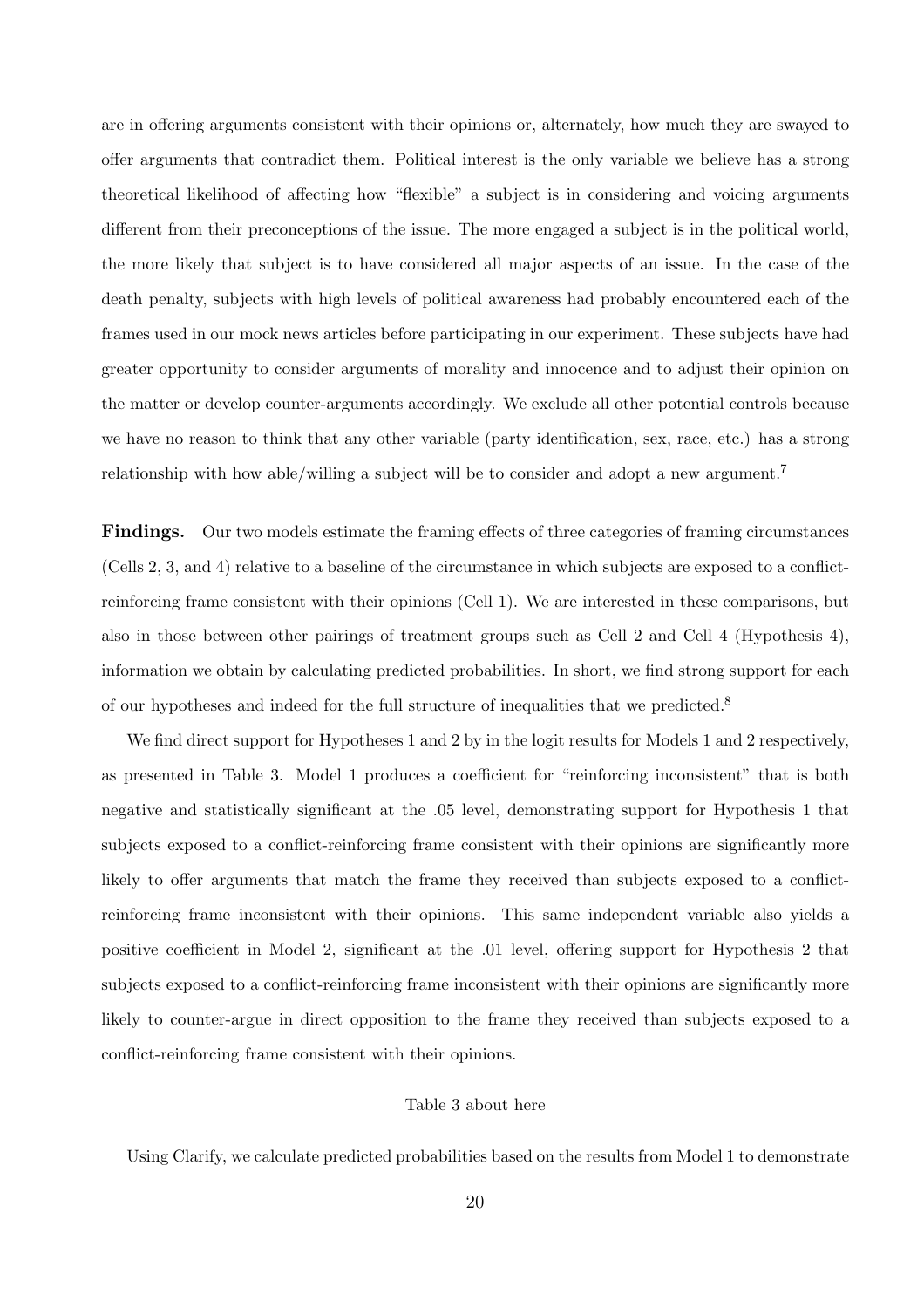are in offering arguments consistent with their opinions or, alternately, how much they are swayed to offer arguments that contradict them. Political interest is the only variable we believe has a strong theoretical likelihood of affecting how "flexible" a subject is in considering and voicing arguments different from their preconceptions of the issue. The more engaged a subject is in the political world, the more likely that subject is to have considered all major aspects of an issue. In the case of the death penalty, subjects with high levels of political awareness had probably encountered each of the frames used in our mock news articles before participating in our experiment. These subjects have had greater opportunity to consider arguments of morality and innocence and to adjust their opinion on the matter or develop counter-arguments accordingly. We exclude all other potential controls because we have no reason to think that any other variable (party identification, sex, race, etc.) has a strong relationship with how able/willing a subject will be to consider and adopt a new argument.[7]

**Findings.** Our two models estimate the framing effects of three categories of framing circumstances (Cells 2, 3, and 4) relative to a baseline of the circumstance in which subjects are exposed to a conflict-reinforcing frame consistent with their opinions (Cell 1). We are interested in these comparisons, but also in those between other pairings of treatment groups such as Cell 2 and Cell 4 (Hypothesis 4), information we obtain by calculating predicted probabilities. In short, we find strong support for each of our hypotheses and indeed for the full structure of inequalities that we predicted.[8]

We find direct support for Hypotheses 1 and 2 by in the logit results for Models 1 and 2 respectively, as presented in Table 3. Model 1 produces a coefficient for "reinforcing inconsistent" that is both negative and statistically significant at the .05 level, demonstrating support for Hypothesis 1 that subjects exposed to a conflict-reinforcing frame consistent with their opinions are significantly more likely to offer arguments that match the frame they received than subjects exposed to a conflict-reinforcing frame inconsistent with their opinions. This same independent variable also yields a positive coefficient in Model 2, significant at the .01 level, offering support for Hypothesis 2 that subjects exposed to a conflict-reinforcing frame inconsistent with their opinions are significantly more likely to counter-argue in direct opposition to the frame they received than subjects exposed to a conflict-reinforcing frame consistent with their opinions.

Table 3 about here

Using Clarify, we calculate predicted probabilities based on the results from Model 1 to demonstrate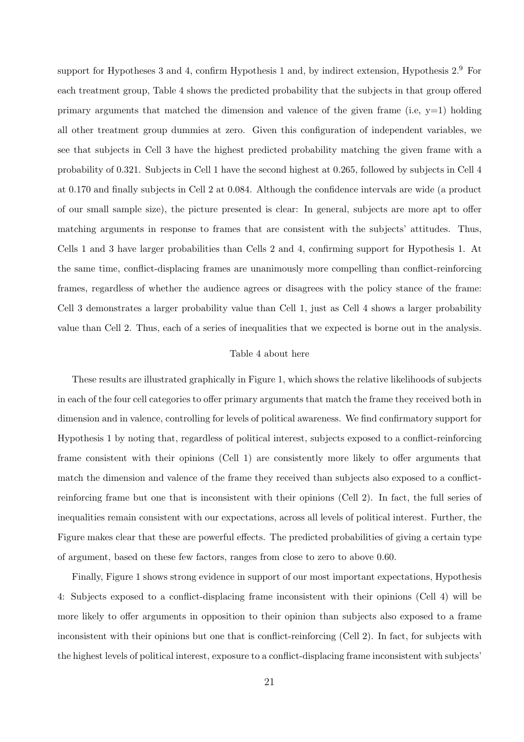support for Hypotheses 3 and 4, confirm Hypothesis 1 and, by indirect extension, Hypothesis 2.[9] For each treatment group, Table 4 shows the predicted probability that the subjects in that group offered primary arguments that matched the dimension and valence of the given frame (i.e, y=1) holding all other treatment group dummies at zero. Given this configuration of independent variables, we see that subjects in Cell 3 have the highest predicted probability matching the given frame with a probability of 0.321. Subjects in Cell 1 have the second highest at 0.265, followed by subjects in Cell 4 at 0.170 and finally subjects in Cell 2 at 0.084. Although the confidence intervals are wide (a product of our small sample size), the picture presented is clear: In general, subjects are more apt to offer matching arguments in response to frames that are consistent with the subjects' attitudes. Thus, Cells 1 and 3 have larger probabilities than Cells 2 and 4, confirming support for Hypothesis 1. At the same time, conflict-displacing frames are unanimously more compelling than conflict-reinforcing frames, regardless of whether the audience agrees or disagrees with the policy stance of the frame: Cell 3 demonstrates a larger probability value than Cell 1, just as Cell 4 shows a larger probability value than Cell 2. Thus, each of a series of inequalities that we expected is borne out in the analysis.

Table 4 about here

These results are illustrated graphically in Figure 1, which shows the relative likelihoods of subjects in each of the four cell categories to offer primary arguments that match the frame they received both in dimension and in valence, controlling for levels of political awareness. We find confirmatory support for Hypothesis 1 by noting that, regardless of political interest, subjects exposed to a conflict-reinforcing frame consistent with their opinions (Cell 1) are consistently more likely to offer arguments that match the dimension and valence of the frame they received than subjects also exposed to a conflict-reinforcing frame but one that is inconsistent with their opinions (Cell 2). In fact, the full series of inequalities remain consistent with our expectations, across all levels of political interest. Further, the Figure makes clear that these are powerful effects. The predicted probabilities of giving a certain type of argument, based on these few factors, ranges from close to zero to above 0.60.

Finally, Figure 1 shows strong evidence in support of our most important expectations, Hypothesis 4: Subjects exposed to a conflict-displacing frame inconsistent with their opinions (Cell 4) will be more likely to offer arguments in opposition to their opinion than subjects also exposed to a frame inconsistent with their opinions but one that is conflict-reinforcing (Cell 2). In fact, for subjects with the highest levels of political interest, exposure to a conflict-displacing frame inconsistent with subjects'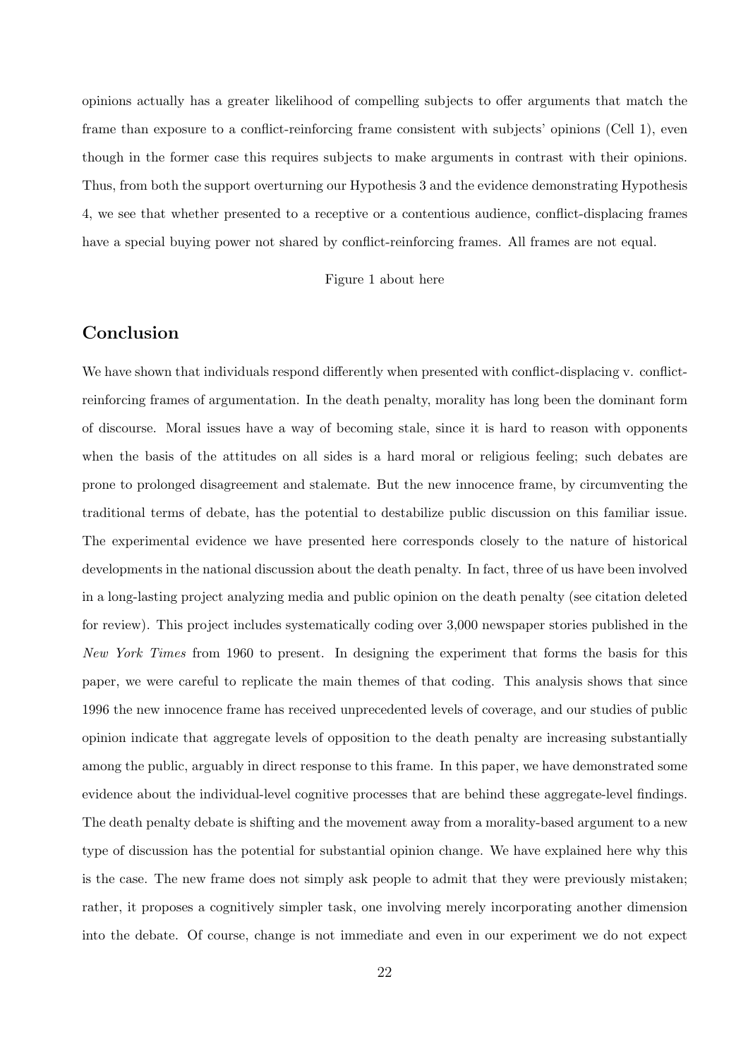opinions actually has a greater likelihood of compelling subjects to offer arguments that match the frame than exposure to a conflict-reinforcing frame consistent with subjects' opinions (Cell 1), even though in the former case this requires subjects to make arguments in contrast with their opinions. Thus, from both the support overturning our Hypothesis 3 and the evidence demonstrating Hypothesis 4, we see that whether presented to a receptive or a contentious audience, conflict-displacing frames have a special buying power not shared by conflict-reinforcing frames. All frames are not equal.

Figure 1 about here

## Conclusion

We have shown that individuals respond differently when presented with conflict-displacing v. conflict-reinforcing frames of argumentation. In the death penalty, morality has long been the dominant form of discourse. Moral issues have a way of becoming stale, since it is hard to reason with opponents when the basis of the attitudes on all sides is a hard moral or religious feeling; such debates are prone to prolonged disagreement and stalemate. But the new innocence frame, by circumventing the traditional terms of debate, has the potential to destabilize public discussion on this familiar issue. The experimental evidence we have presented here corresponds closely to the nature of historical developments in the national discussion about the death penalty. In fact, three of us have been involved in a long-lasting project analyzing media and public opinion on the death penalty (see citation deleted for review). This project includes systematically coding over 3,000 newspaper stories published in the *New York Times* from 1960 to present. In designing the experiment that forms the basis for this paper, we were careful to replicate the main themes of that coding. This analysis shows that since 1996 the new innocence frame has received unprecedented levels of coverage, and our studies of public opinion indicate that aggregate levels of opposition to the death penalty are increasing substantially among the public, arguably in direct response to this frame. In this paper, we have demonstrated some evidence about the individual-level cognitive processes that are behind these aggregate-level findings. The death penalty debate is shifting and the movement away from a morality-based argument to a new type of discussion has the potential for substantial opinion change. We have explained here why this is the case. The new frame does not simply ask people to admit that they were previously mistaken; rather, it proposes a cognitively simpler task, one involving merely incorporating another dimension into the debate. Of course, change is not immediate and even in our experiment we do not expect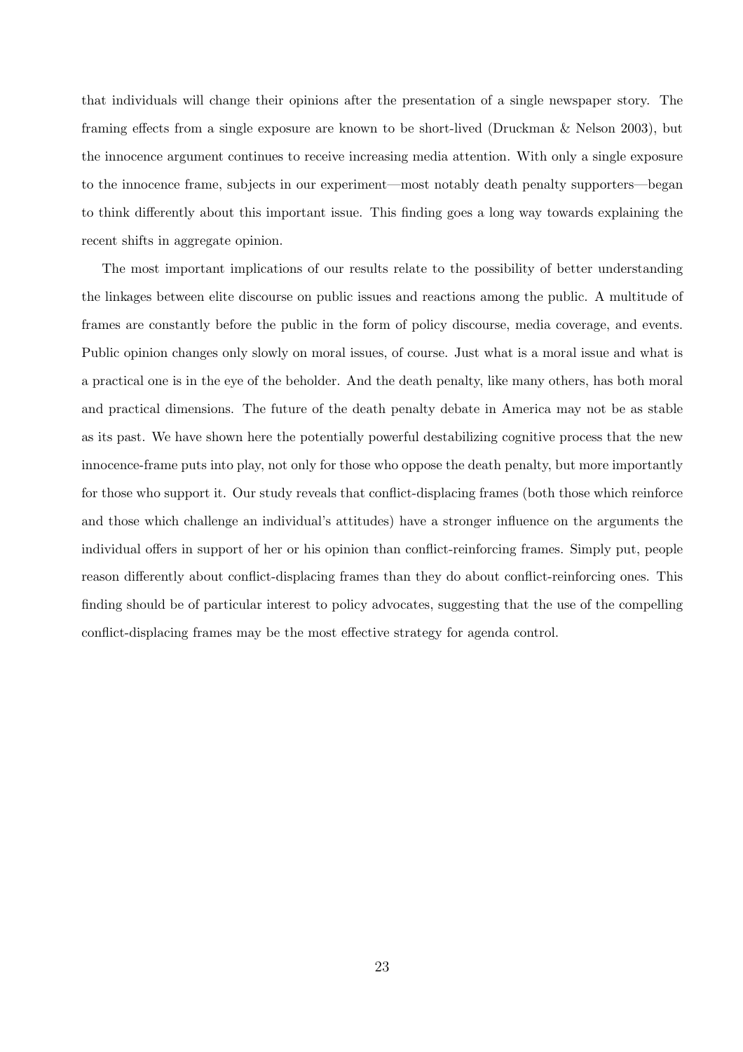that individuals will change their opinions after the presentation of a single newspaper story. The framing effects from a single exposure are known to be short-lived (Druckman & Nelson 2003), but the innocence argument continues to receive increasing media attention. With only a single exposure to the innocence frame, subjects in our experiment—most notably death penalty supporters—began to think differently about this important issue. This finding goes a long way towards explaining the recent shifts in aggregate opinion.

The most important implications of our results relate to the possibility of better understanding the linkages between elite discourse on public issues and reactions among the public. A multitude of frames are constantly before the public in the form of policy discourse, media coverage, and events. Public opinion changes only slowly on moral issues, of course. Just what is a moral issue and what is a practical one is in the eye of the beholder. And the death penalty, like many others, has both moral and practical dimensions. The future of the death penalty debate in America may not be as stable as its past. We have shown here the potentially powerful destabilizing cognitive process that the new innocence-frame puts into play, not only for those who oppose the death penalty, but more importantly for those who support it. Our study reveals that conflict-displacing frames (both those which reinforce and those which challenge an individual's attitudes) have a stronger influence on the arguments the individual offers in support of her or his opinion than conflict-reinforcing frames. Simply put, people reason differently about conflict-displacing frames than they do about conflict-reinforcing ones. This finding should be of particular interest to policy advocates, suggesting that the use of the compelling conflict-displacing frames may be the most effective strategy for agenda control.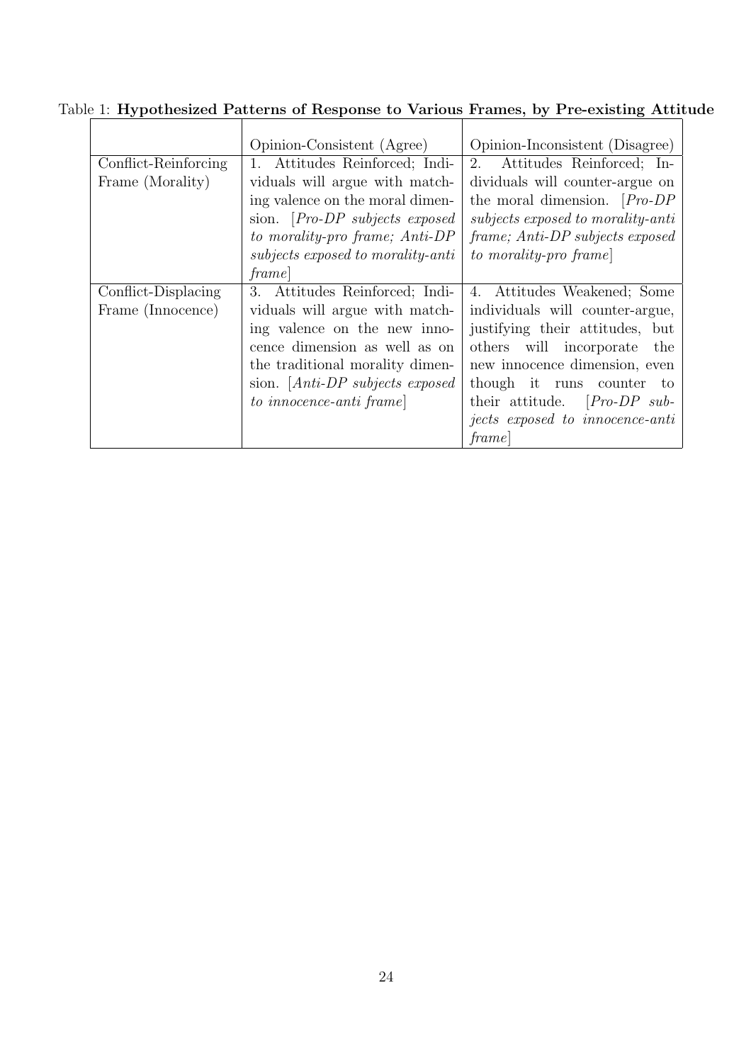Table 1: **Hypothesized Patterns of Response to Various Frames, by Pre-existing Attitude**

| | Opinion-Consistent (Agree) | Opinion-Inconsistent (Disagree) |
|---|---|---|
| Conflict-Reinforcing Frame (Morality) | 1. Attitudes Reinforced; Individuals will argue with matching valence on the moral dimension. [*Pro-DP subjects exposed to morality-pro frame; Anti-DP subjects exposed to morality-anti frame*] | 2. Attitudes Reinforced; Individuals will counter-argue on the moral dimension. [*Pro-DP subjects exposed to morality-anti frame; Anti-DP subjects exposed to morality-pro frame*] |
| Conflict-Displacing Frame (Innocence) | 3. Attitudes Reinforced; Individuals will argue with matching valence on the new innocence dimension as well as on the traditional morality dimension. [*Anti-DP subjects exposed to innocence-anti frame*] | 4. Attitudes Weakened; Some individuals will counter-argue, justifying their attitudes, but others will incorporate the new innocence dimension, even though it runs counter to their attitude. [*Pro-DP subjects exposed to innocence-anti frame*] |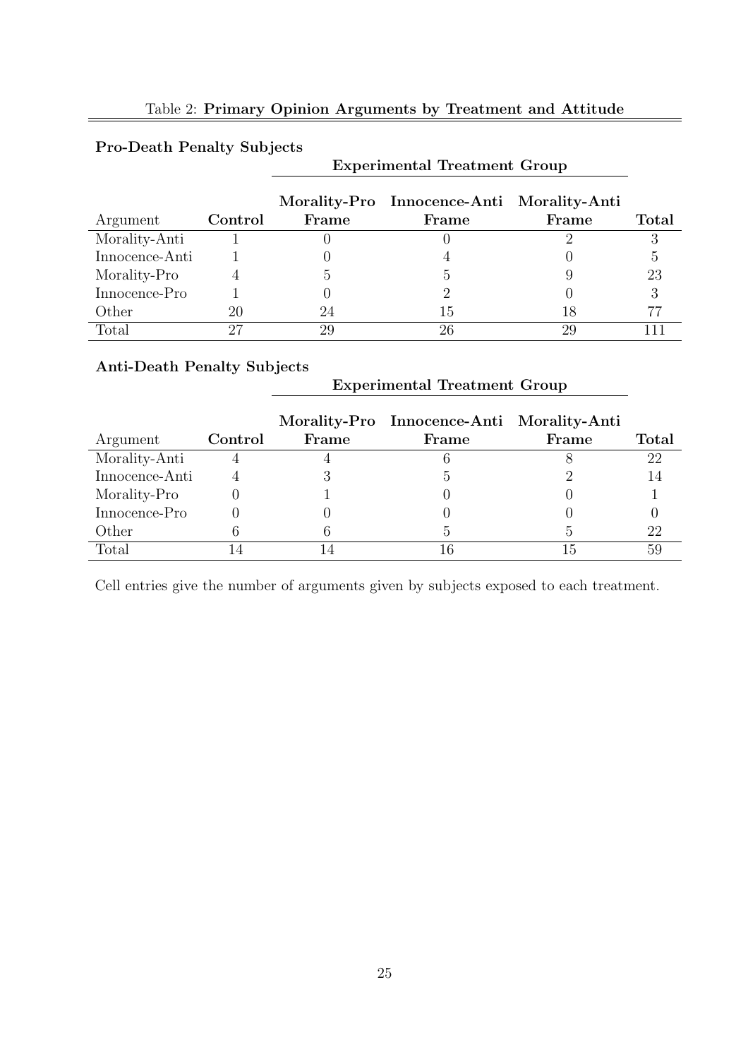Table 2: **Primary Opinion Arguments by Treatment and Attitude**

**Pro-Death Penalty Subjects**

| | | Experimental Treatment Group | | | |
|---|---|---|---|---|---|
| Argument | **Control** | **Morality-Pro Frame** | **Innocence-Anti Frame** | **Morality-Anti Frame** | **Total** |
| Morality-Anti | 1 | 0 | 0 | 2 | 3 |
| Innocence-Anti | 1 | 0 | 4 | 0 | 5 |
| Morality-Pro | 4 | 5 | 5 | 9 | 23 |
| Innocence-Pro | 1 | 0 | 2 | 0 | 3 |
| Other | 20 | 24 | 15 | 18 | 77 |
| Total | 27 | 29 | 26 | 29 | 111 |

**Anti-Death Penalty Subjects**

| | | Experimental Treatment Group | | | |
|---|---|---|---|---|---|
| Argument | **Control** | **Morality-Pro Frame** | **Innocence-Anti Frame** | **Morality-Anti Frame** | **Total** |
| Morality-Anti | 4 | 4 | 6 | 8 | 22 |
| Innocence-Anti | 4 | 3 | 5 | 2 | 14 |
| Morality-Pro | 0 | 1 | 0 | 0 | 1 |
| Innocence-Pro | 0 | 0 | 0 | 0 | 0 |
| Other | 6 | 6 | 5 | 5 | 22 |
| Total | 14 | 14 | 16 | 15 | 59 |

Cell entries give the number of arguments given by subjects exposed to each treatment.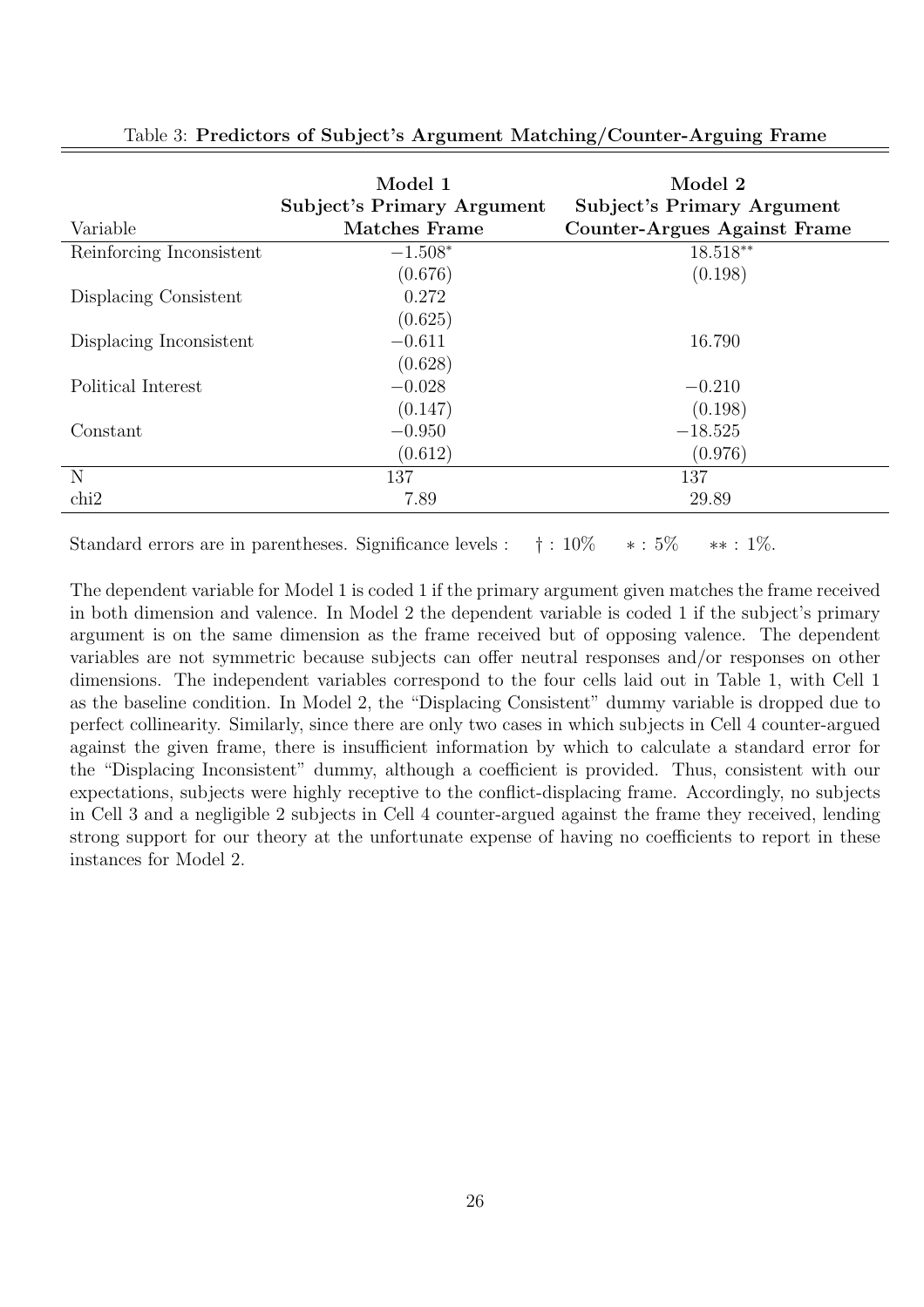Table 3: **Predictors of Subject's Argument Matching/Counter-Arguing Frame**

| Variable | Model 1<br>Subject's Primary Argument<br>Matches Frame | Model 2<br>Subject's Primary Argument<br>Counter-Argues Against Frame |
|---|---|---|
| Reinforcing Inconsistent | $-1.508^{*}$ | $18.518^{**}$ |
| | (0.676) | (0.198) |
| Displacing Consistent | 0.272 | |
| | (0.625) | |
| Displacing Inconsistent | $-0.611$ | 16.790 |
| | (0.628) | |
| Political Interest | $-0.028$ | $-0.210$ |
| | (0.147) | (0.198) |
| Constant | $-0.950$ | $-18.525$ |
| | (0.612) | (0.976) |
| N | 137 | 137 |
| chi2 | 7.89 | 29.89 |

Standard errors are in parentheses. Significance levels : † : 10% ∗ : 5% ∗∗ : 1%.

The dependent variable for Model 1 is coded 1 if the primary argument given matches the frame received in both dimension and valence. In Model 2 the dependent variable is coded 1 if the subject's primary argument is on the same dimension as the frame received but of opposing valence. The dependent variables are not symmetric because subjects can offer neutral responses and/or responses on other dimensions. The independent variables correspond to the four cells laid out in Table 1, with Cell 1 as the baseline condition. In Model 2, the "Displacing Consistent" dummy variable is dropped due to perfect collinearity. Similarly, since there are only two cases in which subjects in Cell 4 counter-argued against the given frame, there is insufficient information by which to calculate a standard error for the "Displacing Inconsistent" dummy, although a coefficient is provided. Thus, consistent with our expectations, subjects were highly receptive to the conflict-displacing frame. Accordingly, no subjects in Cell 3 and a negligible 2 subjects in Cell 4 counter-argued against the frame they received, lending strong support for our theory at the unfortunate expense of having no coefficients to report in these instances for Model 2.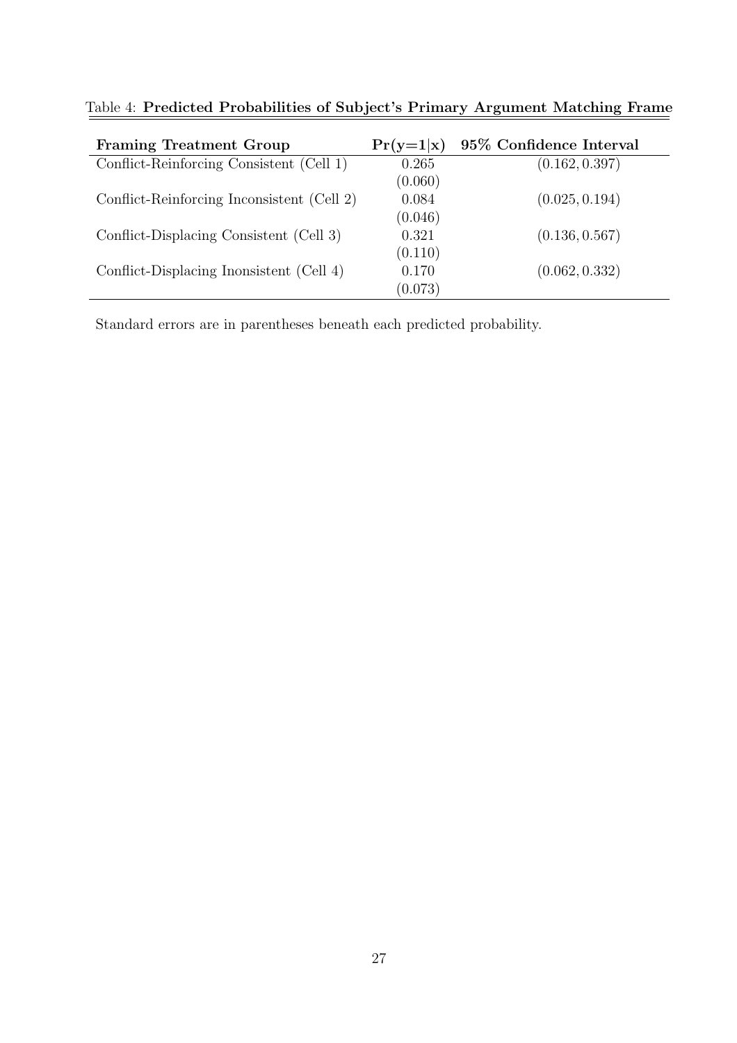Table 4: **Predicted Probabilities of Subject's Primary Argument Matching Frame**

| **Framing Treatment Group** | **Pr(y=1\|x)** | **95% Confidence Interval** |
|---|---|---|
| Conflict-Reinforcing Consistent (Cell 1) | 0.265 | (0.162, 0.397) |
| | (0.060) | |
| Conflict-Reinforcing Inconsistent (Cell 2) | 0.084 | (0.025, 0.194) |
| | (0.046) | |
| Conflict-Displacing Consistent (Cell 3) | 0.321 | (0.136, 0.567) |
| | (0.110) | |
| Conflict-Displacing Inonsistent (Cell 4) | 0.170 | (0.062, 0.332) |
| | (0.073) | |

Standard errors are in parentheses beneath each predicted probability.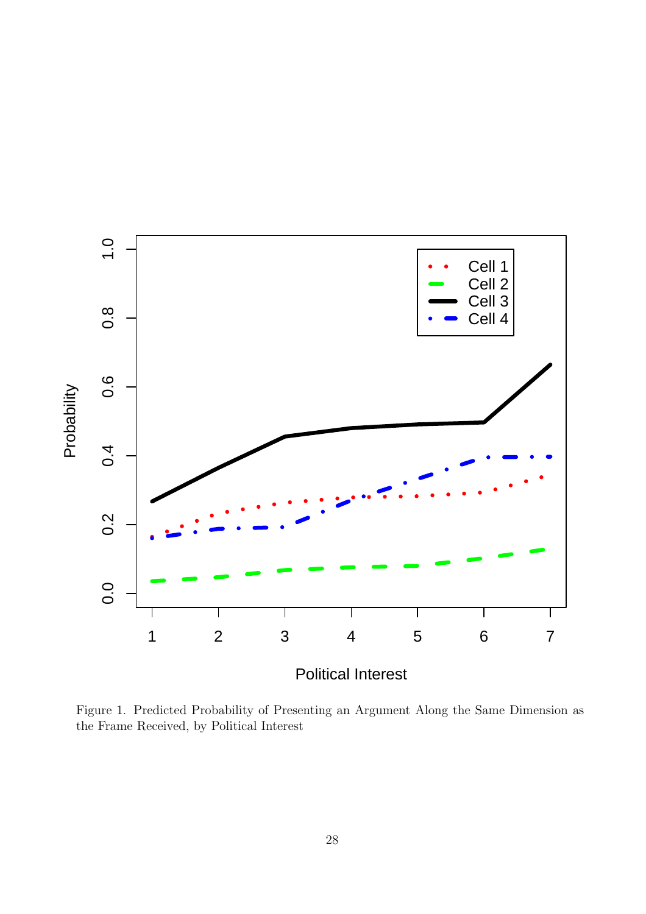Figure 1. Predicted Probability of Presenting an Argument Along the Same Dimension as the Frame Received, by Political Interest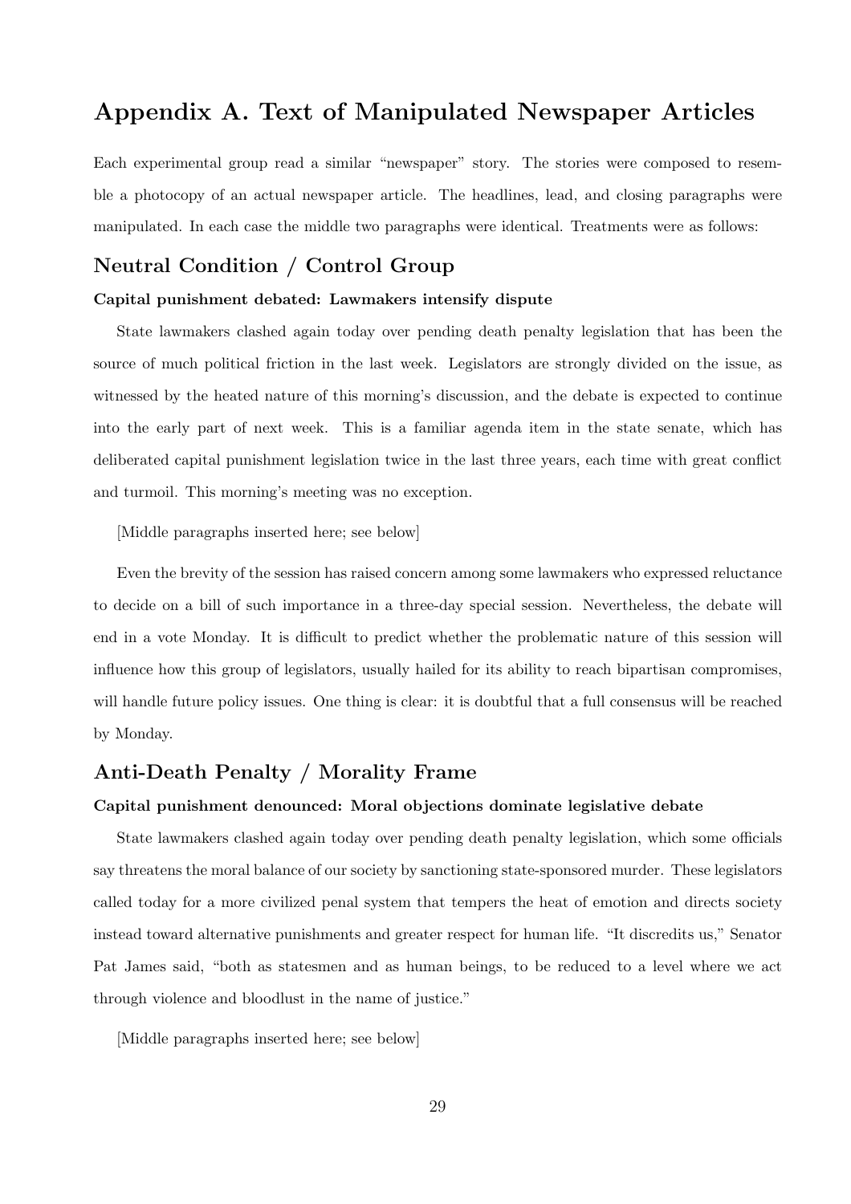# Appendix A. Text of Manipulated Newspaper Articles

Each experimental group read a similar "newspaper" story. The stories were composed to resemble a photocopy of an actual newspaper article. The headlines, lead, and closing paragraphs were manipulated. In each case the middle two paragraphs were identical. Treatments were as follows:

## Neutral Condition / Control Group

**Capital punishment debated: Lawmakers intensify dispute**

State lawmakers clashed again today over pending death penalty legislation that has been the source of much political friction in the last week. Legislators are strongly divided on the issue, as witnessed by the heated nature of this morning's discussion, and the debate is expected to continue into the early part of next week. This is a familiar agenda item in the state senate, which has deliberated capital punishment legislation twice in the last three years, each time with great conflict and turmoil. This morning's meeting was no exception.

[Middle paragraphs inserted here; see below]

Even the brevity of the session has raised concern among some lawmakers who expressed reluctance to decide on a bill of such importance in a three-day special session. Nevertheless, the debate will end in a vote Monday. It is difficult to predict whether the problematic nature of this session will influence how this group of legislators, usually hailed for its ability to reach bipartisan compromises, will handle future policy issues. One thing is clear: it is doubtful that a full consensus will be reached by Monday.

## Anti-Death Penalty / Morality Frame

**Capital punishment denounced: Moral objections dominate legislative debate**

State lawmakers clashed again today over pending death penalty legislation, which some officials say threatens the moral balance of our society by sanctioning state-sponsored murder. These legislators called today for a more civilized penal system that tempers the heat of emotion and directs society instead toward alternative punishments and greater respect for human life. "It discredits us," Senator Pat James said, "both as statesmen and as human beings, to be reduced to a level where we act through violence and bloodlust in the name of justice."

[Middle paragraphs inserted here; see below]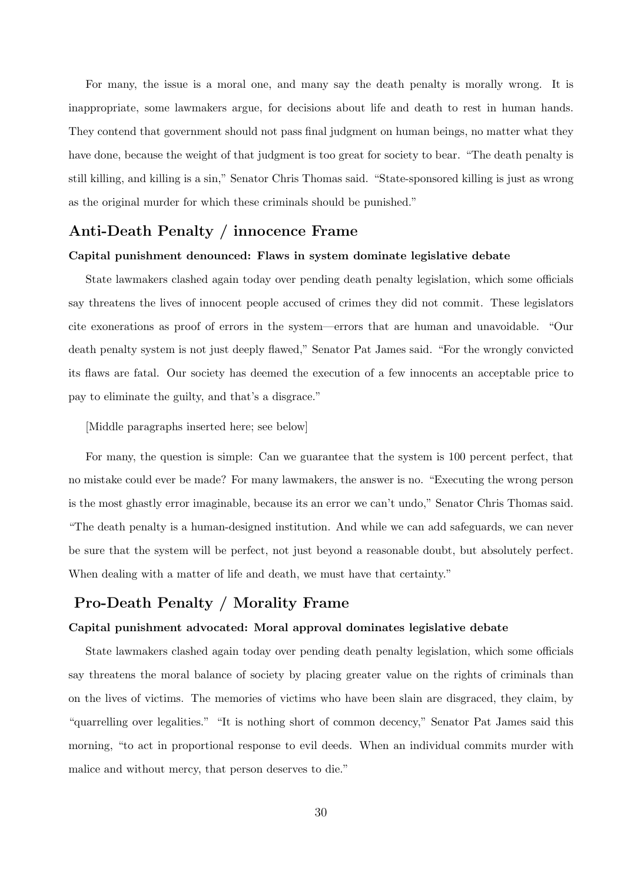For many, the issue is a moral one, and many say the death penalty is morally wrong. It is inappropriate, some lawmakers argue, for decisions about life and death to rest in human hands. They contend that government should not pass final judgment on human beings, no matter what they have done, because the weight of that judgment is too great for society to bear. "The death penalty is still killing, and killing is a sin," Senator Chris Thomas said. "State-sponsored killing is just as wrong as the original murder for which these criminals should be punished."

## Anti-Death Penalty / innocence Frame

#### Capital punishment denounced: Flaws in system dominate legislative debate

State lawmakers clashed again today over pending death penalty legislation, which some officials say threatens the lives of innocent people accused of crimes they did not commit. These legislators cite exonerations as proof of errors in the system—errors that are human and unavoidable. "Our death penalty system is not just deeply flawed," Senator Pat James said. "For the wrongly convicted its flaws are fatal. Our society has deemed the execution of a few innocents an acceptable price to pay to eliminate the guilty, and that's a disgrace."

[Middle paragraphs inserted here; see below]

For many, the question is simple: Can we guarantee that the system is 100 percent perfect, that no mistake could ever be made? For many lawmakers, the answer is no. "Executing the wrong person is the most ghastly error imaginable, because its an error we can't undo," Senator Chris Thomas said. "The death penalty is a human-designed institution. And while we can add safeguards, we can never be sure that the system will be perfect, not just beyond a reasonable doubt, but absolutely perfect. When dealing with a matter of life and death, we must have that certainty."

## Pro-Death Penalty / Morality Frame

#### Capital punishment advocated: Moral approval dominates legislative debate

State lawmakers clashed again today over pending death penalty legislation, which some officials say threatens the moral balance of society by placing greater value on the rights of criminals than on the lives of victims. The memories of victims who have been slain are disgraced, they claim, by "quarrelling over legalities." "It is nothing short of common decency," Senator Pat James said this morning, "to act in proportional response to evil deeds. When an individual commits murder with malice and without mercy, that person deserves to die."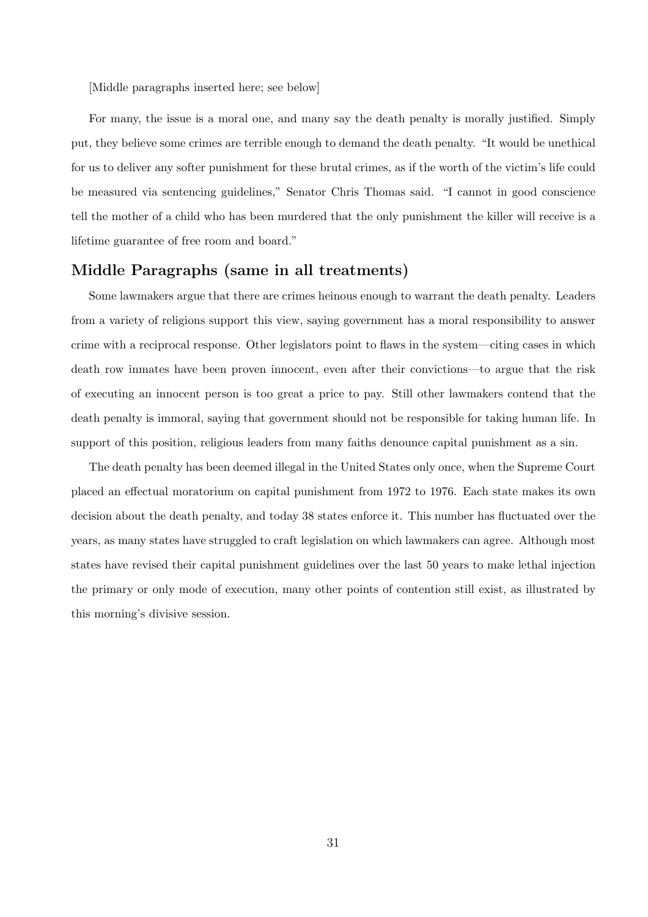[Middle paragraphs inserted here; see below]

For many, the issue is a moral one, and many say the death penalty is morally justified. Simply put, they believe some crimes are terrible enough to demand the death penalty. "It would be unethical for us to deliver any softer punishment for these brutal crimes, as if the worth of the victim's life could be measured via sentencing guidelines," Senator Chris Thomas said. "I cannot in good conscience tell the mother of a child who has been murdered that the only punishment the killer will receive is a lifetime guarantee of free room and board."

## Middle Paragraphs (same in all treatments)

Some lawmakers argue that there are crimes heinous enough to warrant the death penalty. Leaders from a variety of religions support this view, saying government has a moral responsibility to answer crime with a reciprocal response. Other legislators point to flaws in the system—citing cases in which death row inmates have been proven innocent, even after their convictions—to argue that the risk of executing an innocent person is too great a price to pay. Still other lawmakers contend that the death penalty is immoral, saying that government should not be responsible for taking human life. In support of this position, religious leaders from many faiths denounce capital punishment as a sin.

The death penalty has been deemed illegal in the United States only once, when the Supreme Court placed an effectual moratorium on capital punishment from 1972 to 1976. Each state makes its own decision about the death penalty, and today 38 states enforce it. This number has fluctuated over the years, as many states have struggled to craft legislation on which lawmakers can agree. Although most states have revised their capital punishment guidelines over the last 50 years to make lethal injection the primary or only mode of execution, many other points of contention still exist, as illustrated by this morning's divisive session.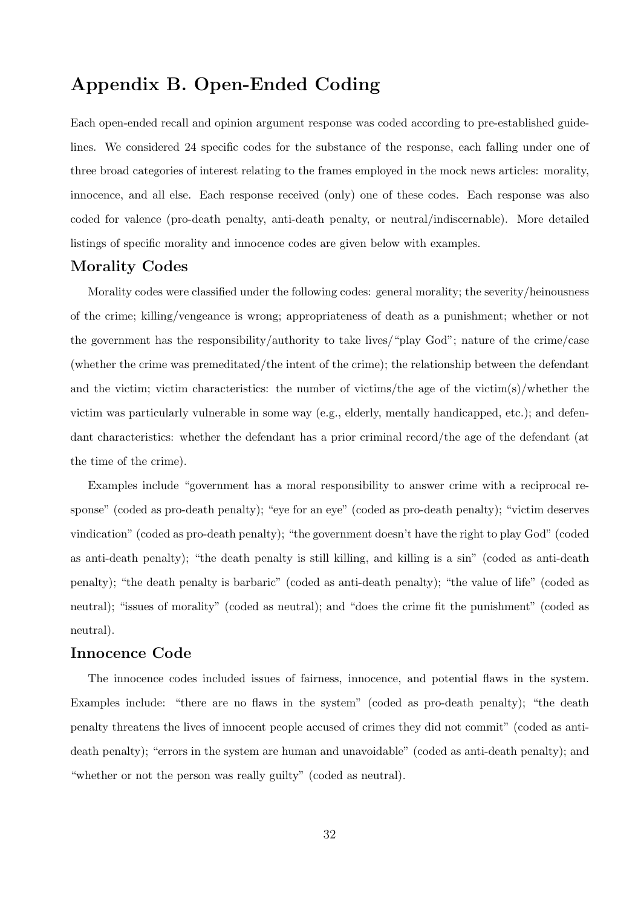# Appendix B. Open-Ended Coding

Each open-ended recall and opinion argument response was coded according to pre-established guidelines. We considered 24 specific codes for the substance of the response, each falling under one of three broad categories of interest relating to the frames employed in the mock news articles: morality, innocence, and all else. Each response received (only) one of these codes. Each response was also coded for valence (pro-death penalty, anti-death penalty, or neutral/indiscernable). More detailed listings of specific morality and innocence codes are given below with examples.

## Morality Codes

Morality codes were classified under the following codes: general morality; the severity/heinousness of the crime; killing/vengeance is wrong; appropriateness of death as a punishment; whether or not the government has the responsibility/authority to take lives/"play God"; nature of the crime/case (whether the crime was premeditated/the intent of the crime); the relationship between the defendant and the victim; victim characteristics: the number of victims/the age of the victim(s)/whether the victim was particularly vulnerable in some way (e.g., elderly, mentally handicapped, etc.); and defendant characteristics: whether the defendant has a prior criminal record/the age of the defendant (at the time of the crime).

Examples include "government has a moral responsibility to answer crime with a reciprocal response" (coded as pro-death penalty); "eye for an eye" (coded as pro-death penalty); "victim deserves vindication" (coded as pro-death penalty); "the government doesn't have the right to play God" (coded as anti-death penalty); "the death penalty is still killing, and killing is a sin" (coded as anti-death penalty); "the death penalty is barbaric" (coded as anti-death penalty); "the value of life" (coded as neutral); "issues of morality" (coded as neutral); and "does the crime fit the punishment" (coded as neutral).

## Innocence Code

The innocence codes included issues of fairness, innocence, and potential flaws in the system. Examples include: "there are no flaws in the system" (coded as pro-death penalty); "the death penalty threatens the lives of innocent people accused of crimes they did not commit" (coded as anti-death penalty); "errors in the system are human and unavoidable" (coded as anti-death penalty); and "whether or not the person was really guilty" (coded as neutral).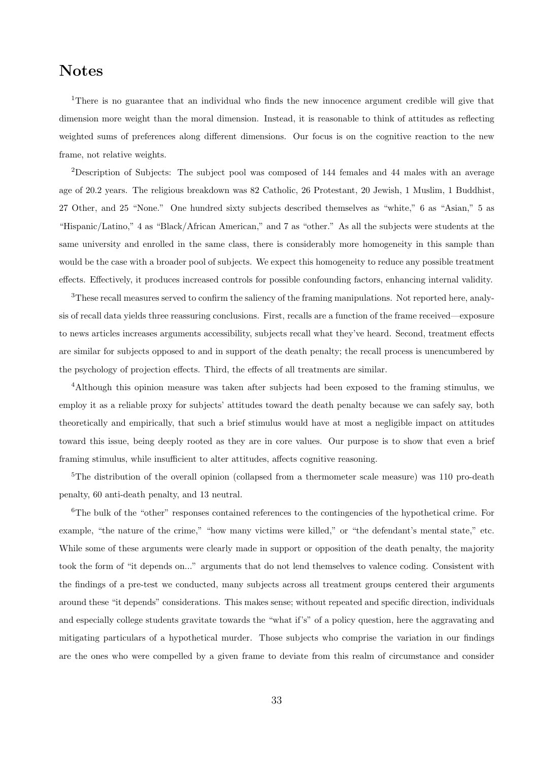# Notes

[1]There is no guarantee that an individual who finds the new innocence argument credible will give that dimension more weight than the moral dimension. Instead, it is reasonable to think of attitudes as reflecting weighted sums of preferences along different dimensions. Our focus is on the cognitive reaction to the new frame, not relative weights.

[2]Description of Subjects: The subject pool was composed of 144 females and 44 males with an average age of 20.2 years. The religious breakdown was 82 Catholic, 26 Protestant, 20 Jewish, 1 Muslim, 1 Buddhist, 27 Other, and 25 "None." One hundred sixty subjects described themselves as "white," 6 as "Asian," 5 as "Hispanic/Latino," 4 as "Black/African American," and 7 as "other." As all the subjects were students at the same university and enrolled in the same class, there is considerably more homogeneity in this sample than would be the case with a broader pool of subjects. We expect this homogeneity to reduce any possible treatment effects. Effectively, it produces increased controls for possible confounding factors, enhancing internal validity.

[3]These recall measures served to confirm the saliency of the framing manipulations. Not reported here, analysis of recall data yields three reassuring conclusions. First, recalls are a function of the frame received—exposure to news articles increases arguments accessibility, subjects recall what they've heard. Second, treatment effects are similar for subjects opposed to and in support of the death penalty; the recall process is unencumbered by the psychology of projection effects. Third, the effects of all treatments are similar.

[4]Although this opinion measure was taken after subjects had been exposed to the framing stimulus, we employ it as a reliable proxy for subjects' attitudes toward the death penalty because we can safely say, both theoretically and empirically, that such a brief stimulus would have at most a negligible impact on attitudes toward this issue, being deeply rooted as they are in core values. Our purpose is to show that even a brief framing stimulus, while insufficient to alter attitudes, affects cognitive reasoning.

[5]The distribution of the overall opinion (collapsed from a thermometer scale measure) was 110 pro-death penalty, 60 anti-death penalty, and 13 neutral.

[6]The bulk of the "other" responses contained references to the contingencies of the hypothetical crime. For example, "the nature of the crime," "how many victims were killed," or "the defendant's mental state," etc. While some of these arguments were clearly made in support or opposition of the death penalty, the majority took the form of "it depends on..." arguments that do not lend themselves to valence coding. Consistent with the findings of a pre-test we conducted, many subjects across all treatment groups centered their arguments around these "it depends" considerations. This makes sense; without repeated and specific direction, individuals and especially college students gravitate towards the "what if's" of a policy question, here the aggravating and mitigating particulars of a hypothetical murder. Those subjects who comprise the variation in our findings are the ones who were compelled by a given frame to deviate from this realm of circumstance and consider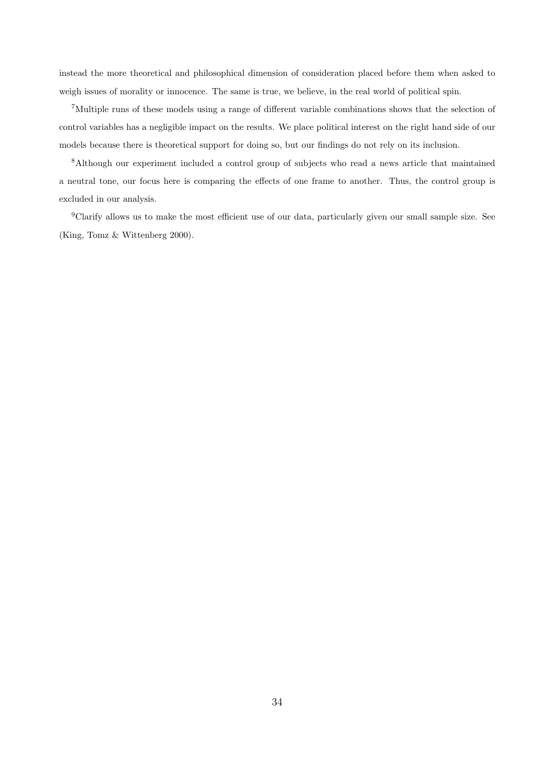instead the more theoretical and philosophical dimension of consideration placed before them when asked to weigh issues of morality or innocence. The same is true, we believe, in the real world of political spin.

[7]Multiple runs of these models using a range of different variable combinations shows that the selection of control variables has a negligible impact on the results. We place political interest on the right hand side of our models because there is theoretical support for doing so, but our findings do not rely on its inclusion.

[8]Although our experiment included a control group of subjects who read a news article that maintained a neutral tone, our focus here is comparing the effects of one frame to another. Thus, the control group is excluded in our analysis.

[9]Clarify allows us to make the most efficient use of our data, particularly given our small sample size. See (King, Tomz & Wittenberg 2000).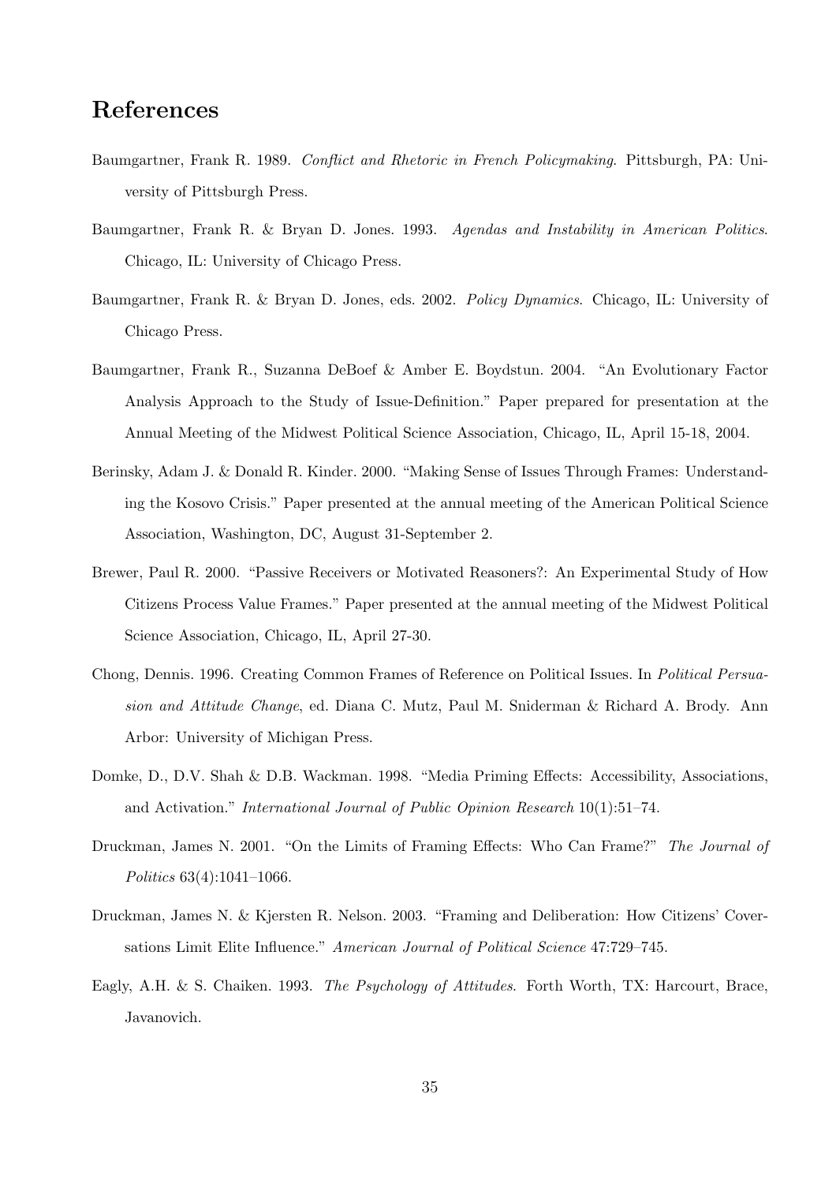# References

Baumgartner, Frank R. 1989. *Conflict and Rhetoric in French Policymaking*. Pittsburgh, PA: University of Pittsburgh Press.

Baumgartner, Frank R. & Bryan D. Jones. 1993. *Agendas and Instability in American Politics*. Chicago, IL: University of Chicago Press.

Baumgartner, Frank R. & Bryan D. Jones, eds. 2002. *Policy Dynamics*. Chicago, IL: University of Chicago Press.

Baumgartner, Frank R., Suzanna DeBoef & Amber E. Boydstun. 2004. "An Evolutionary Factor Analysis Approach to the Study of Issue-Definition." Paper prepared for presentation at the Annual Meeting of the Midwest Political Science Association, Chicago, IL, April 15-18, 2004.

Berinsky, Adam J. & Donald R. Kinder. 2000. "Making Sense of Issues Through Frames: Understanding the Kosovo Crisis." Paper presented at the annual meeting of the American Political Science Association, Washington, DC, August 31-September 2.

Brewer, Paul R. 2000. "Passive Receivers or Motivated Reasoners?: An Experimental Study of How Citizens Process Value Frames." Paper presented at the annual meeting of the Midwest Political Science Association, Chicago, IL, April 27-30.

Chong, Dennis. 1996. Creating Common Frames of Reference on Political Issues. In *Political Persuasion and Attitude Change*, ed. Diana C. Mutz, Paul M. Sniderman & Richard A. Brody. Ann Arbor: University of Michigan Press.

Domke, D., D.V. Shah & D.B. Wackman. 1998. "Media Priming Effects: Accessibility, Associations, and Activation." *International Journal of Public Opinion Research* 10(1):51–74.

Druckman, James N. 2001. "On the Limits of Framing Effects: Who Can Frame?" *The Journal of Politics* 63(4):1041–1066.

Druckman, James N. & Kjersten R. Nelson. 2003. "Framing and Deliberation: How Citizens' Coversations Limit Elite Influence." *American Journal of Political Science* 47:729–745.

Eagly, A.H. & S. Chaiken. 1993. *The Psychology of Attitudes*. Forth Worth, TX: Harcourt, Brace, Javanovich.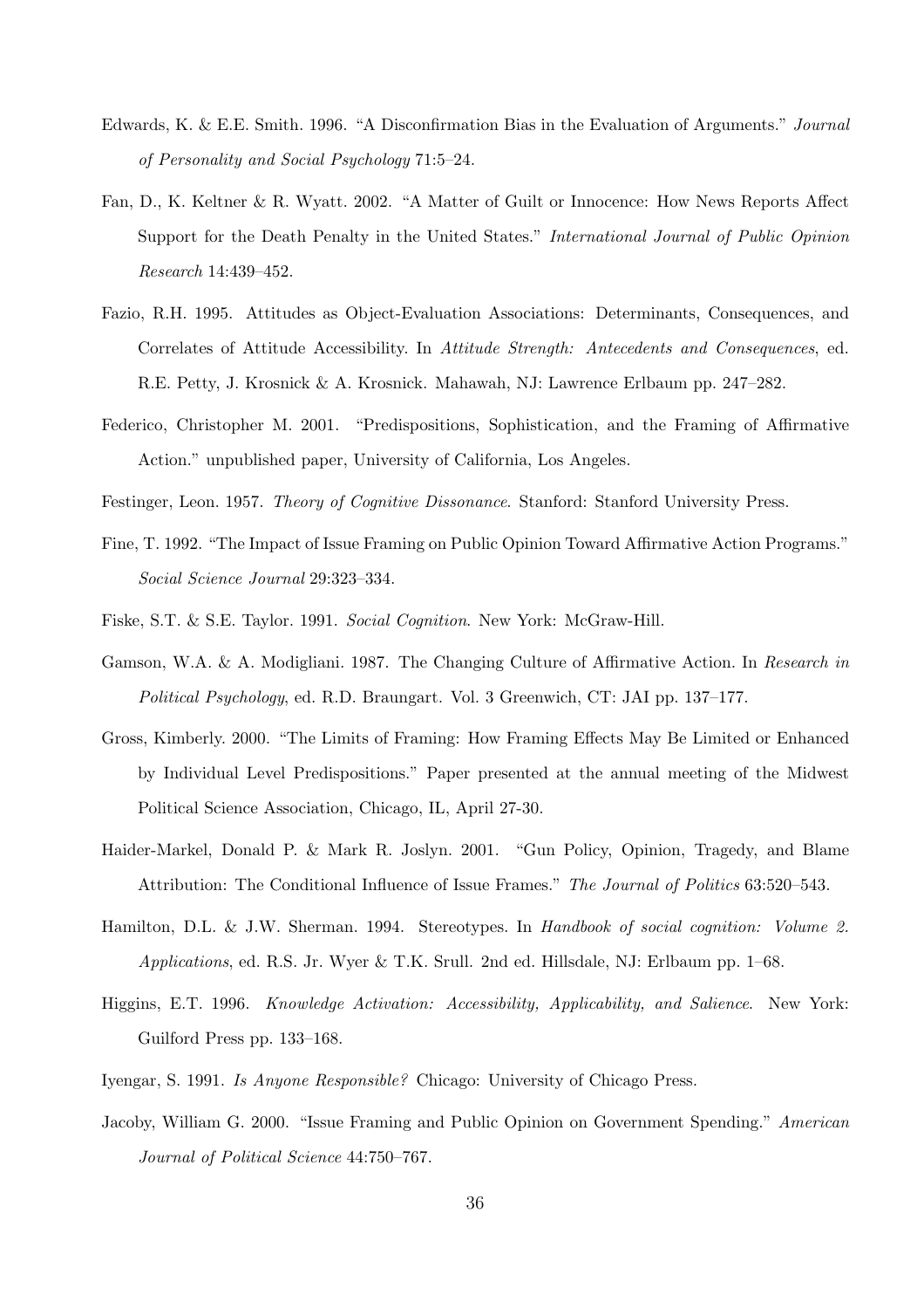Edwards, K. & E.E. Smith. 1996. "A Disconfirmation Bias in the Evaluation of Arguments." *Journal of Personality and Social Psychology* 71:5–24.

Fan, D., K. Keltner & R. Wyatt. 2002. "A Matter of Guilt or Innocence: How News Reports Affect Support for the Death Penalty in the United States." *International Journal of Public Opinion Research* 14:439–452.

Fazio, R.H. 1995. Attitudes as Object-Evaluation Associations: Determinants, Consequences, and Correlates of Attitude Accessibility. In *Attitude Strength: Antecedents and Consequences*, ed. R.E. Petty, J. Krosnick & A. Krosnick. Mahawah, NJ: Lawrence Erlbaum pp. 247–282.

Federico, Christopher M. 2001. "Predispositions, Sophistication, and the Framing of Affirmative Action." unpublished paper, University of California, Los Angeles.

Festinger, Leon. 1957. *Theory of Cognitive Dissonance*. Stanford: Stanford University Press.

Fine, T. 1992. "The Impact of Issue Framing on Public Opinion Toward Affirmative Action Programs." *Social Science Journal* 29:323–334.

Fiske, S.T. & S.E. Taylor. 1991. *Social Cognition*. New York: McGraw-Hill.

Gamson, W.A. & A. Modigliani. 1987. The Changing Culture of Affirmative Action. In *Research in Political Psychology*, ed. R.D. Braungart. Vol. 3 Greenwich, CT: JAI pp. 137–177.

Gross, Kimberly. 2000. "The Limits of Framing: How Framing Effects May Be Limited or Enhanced by Individual Level Predispositions." Paper presented at the annual meeting of the Midwest Political Science Association, Chicago, IL, April 27-30.

Haider-Markel, Donald P. & Mark R. Joslyn. 2001. "Gun Policy, Opinion, Tragedy, and Blame Attribution: The Conditional Influence of Issue Frames." *The Journal of Politics* 63:520–543.

Hamilton, D.L. & J.W. Sherman. 1994. Stereotypes. In *Handbook of social cognition: Volume 2. Applications*, ed. R.S. Jr. Wyer & T.K. Srull. 2nd ed. Hillsdale, NJ: Erlbaum pp. 1–68.

Higgins, E.T. 1996. *Knowledge Activation: Accessibility, Applicability, and Salience*. New York: Guilford Press pp. 133–168.

Iyengar, S. 1991. *Is Anyone Responsible?* Chicago: University of Chicago Press.

Jacoby, William G. 2000. "Issue Framing and Public Opinion on Government Spending." *American Journal of Political Science* 44:750–767.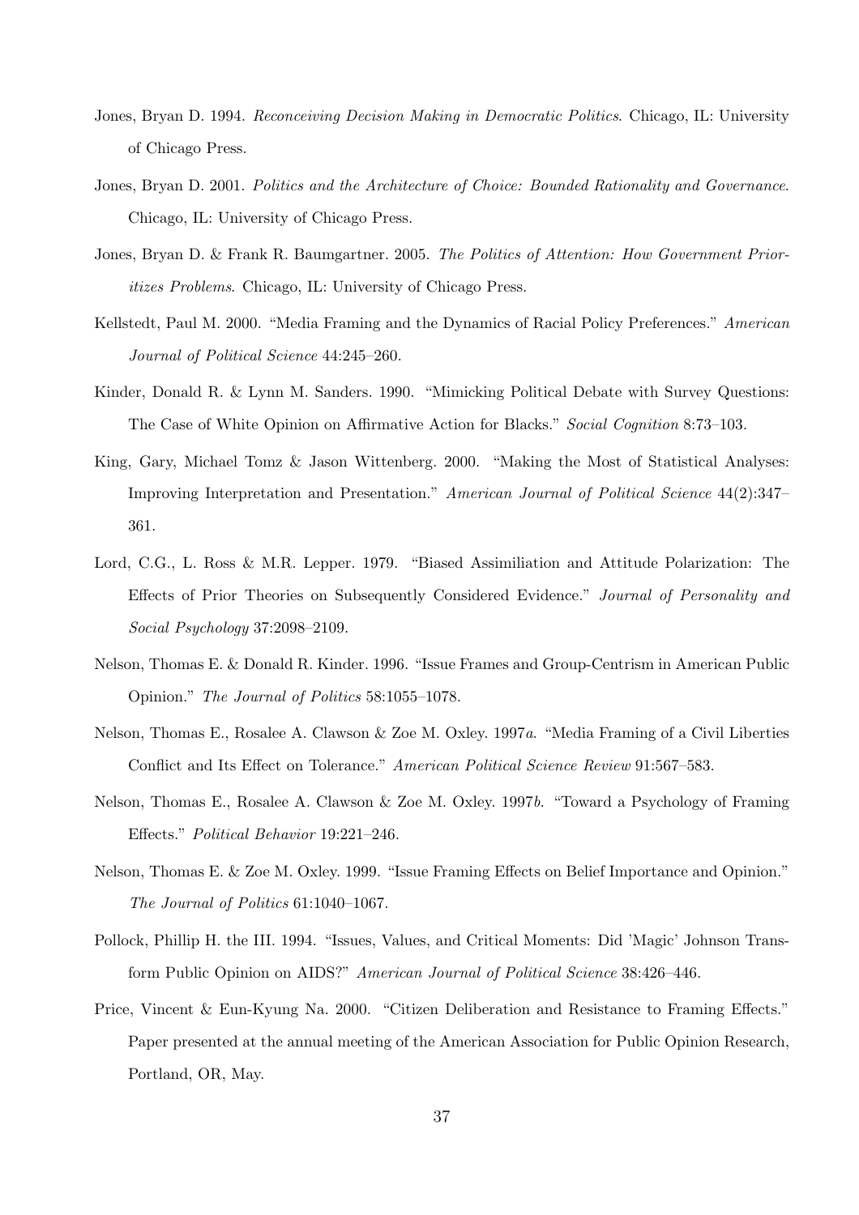Jones, Bryan D. 1994. *Reconceiving Decision Making in Democratic Politics*. Chicago, IL: University of Chicago Press.

Jones, Bryan D. 2001. *Politics and the Architecture of Choice: Bounded Rationality and Governance*. Chicago, IL: University of Chicago Press.

Jones, Bryan D. & Frank R. Baumgartner. 2005. *The Politics of Attention: How Government Prioritizes Problems*. Chicago, IL: University of Chicago Press.

Kellstedt, Paul M. 2000. "Media Framing and the Dynamics of Racial Policy Preferences." *American Journal of Political Science* 44:245–260.

Kinder, Donald R. & Lynn M. Sanders. 1990. "Mimicking Political Debate with Survey Questions: The Case of White Opinion on Affirmative Action for Blacks." *Social Cognition* 8:73–103.

King, Gary, Michael Tomz & Jason Wittenberg. 2000. "Making the Most of Statistical Analyses: Improving Interpretation and Presentation." *American Journal of Political Science* 44(2):347–361.

Lord, C.G., L. Ross & M.R. Lepper. 1979. "Biased Assimiliation and Attitude Polarization: The Effects of Prior Theories on Subsequently Considered Evidence." *Journal of Personality and Social Psychology* 37:2098–2109.

Nelson, Thomas E. & Donald R. Kinder. 1996. "Issue Frames and Group-Centrism in American Public Opinion." *The Journal of Politics* 58:1055–1078.

Nelson, Thomas E., Rosalee A. Clawson & Zoe M. Oxley. 1997*a*. "Media Framing of a Civil Liberties Conflict and Its Effect on Tolerance." *American Political Science Review* 91:567–583.

Nelson, Thomas E., Rosalee A. Clawson & Zoe M. Oxley. 1997*b*. "Toward a Psychology of Framing Effects." *Political Behavior* 19:221–246.

Nelson, Thomas E. & Zoe M. Oxley. 1999. "Issue Framing Effects on Belief Importance and Opinion." *The Journal of Politics* 61:1040–1067.

Pollock, Phillip H. the III. 1994. "Issues, Values, and Critical Moments: Did 'Magic' Johnson Transform Public Opinion on AIDS?" *American Journal of Political Science* 38:426–446.

Price, Vincent & Eun-Kyung Na. 2000. "Citizen Deliberation and Resistance to Framing Effects." Paper presented at the annual meeting of the American Association for Public Opinion Research, Portland, OR, May.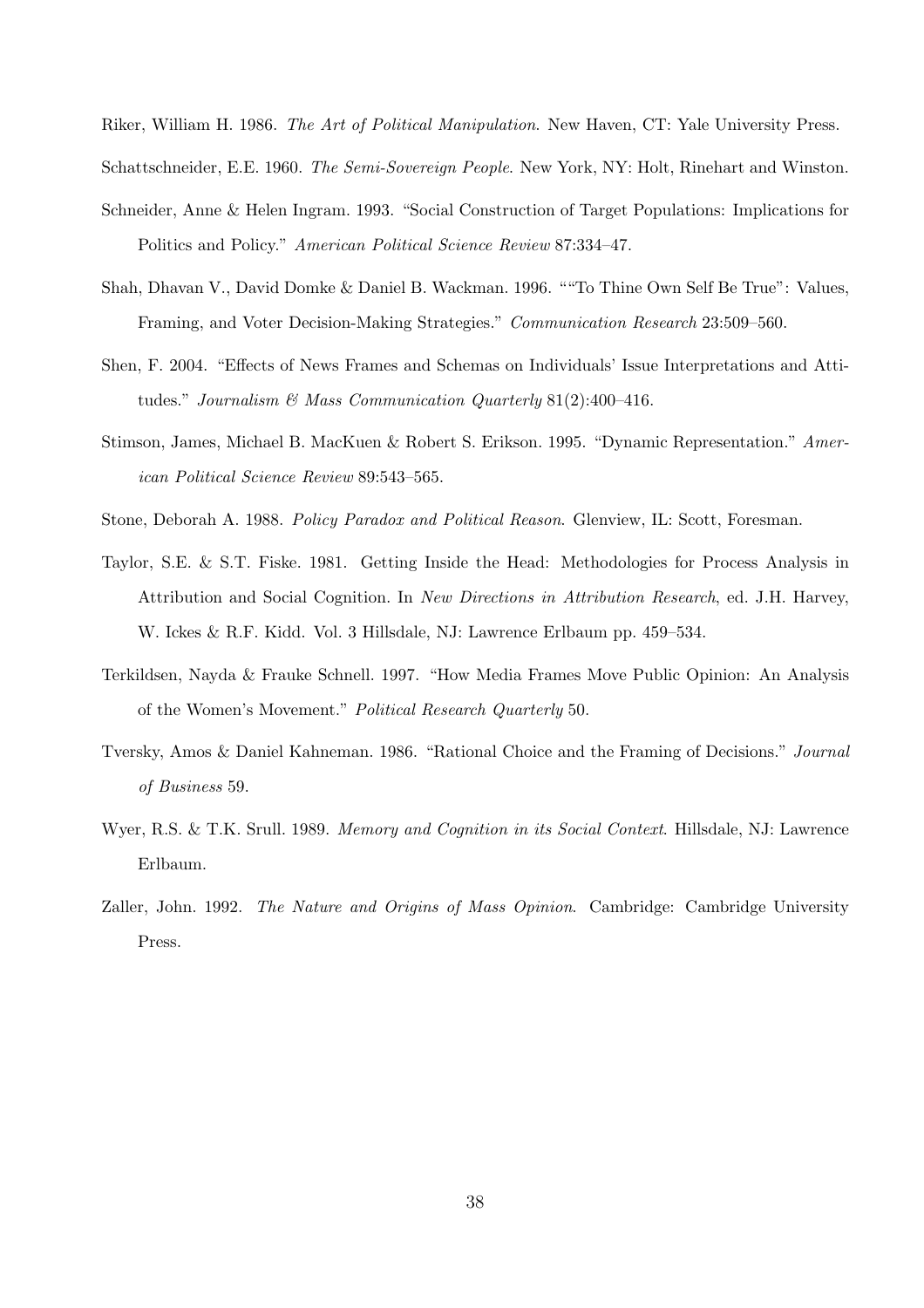Riker, William H. 1986. *The Art of Political Manipulation*. New Haven, CT: Yale University Press.

Schattschneider, E.E. 1960. *The Semi-Sovereign People*. New York, NY: Holt, Rinehart and Winston.

Schneider, Anne & Helen Ingram. 1993. "Social Construction of Target Populations: Implications for Politics and Policy." *American Political Science Review* 87:334–47.

Shah, Dhavan V., David Domke & Daniel B. Wackman. 1996. ""To Thine Own Self Be True": Values, Framing, and Voter Decision-Making Strategies." *Communication Research* 23:509–560.

Shen, F. 2004. "Effects of News Frames and Schemas on Individuals' Issue Interpretations and Attitudes." *Journalism & Mass Communication Quarterly* 81(2):400–416.

Stimson, James, Michael B. MacKuen & Robert S. Erikson. 1995. "Dynamic Representation." *American Political Science Review* 89:543–565.

Stone, Deborah A. 1988. *Policy Paradox and Political Reason*. Glenview, IL: Scott, Foresman.

Taylor, S.E. & S.T. Fiske. 1981. Getting Inside the Head: Methodologies for Process Analysis in Attribution and Social Cognition. In *New Directions in Attribution Research*, ed. J.H. Harvey, W. Ickes & R.F. Kidd. Vol. 3 Hillsdale, NJ: Lawrence Erlbaum pp. 459–534.

Terkildsen, Nayda & Frauke Schnell. 1997. "How Media Frames Move Public Opinion: An Analysis of the Women's Movement." *Political Research Quarterly* 50.

Tversky, Amos & Daniel Kahneman. 1986. "Rational Choice and the Framing of Decisions." *Journal of Business* 59.

Wyer, R.S. & T.K. Srull. 1989. *Memory and Cognition in its Social Context*. Hillsdale, NJ: Lawrence Erlbaum.

Zaller, John. 1992. *The Nature and Origins of Mass Opinion*. Cambridge: Cambridge University Press.